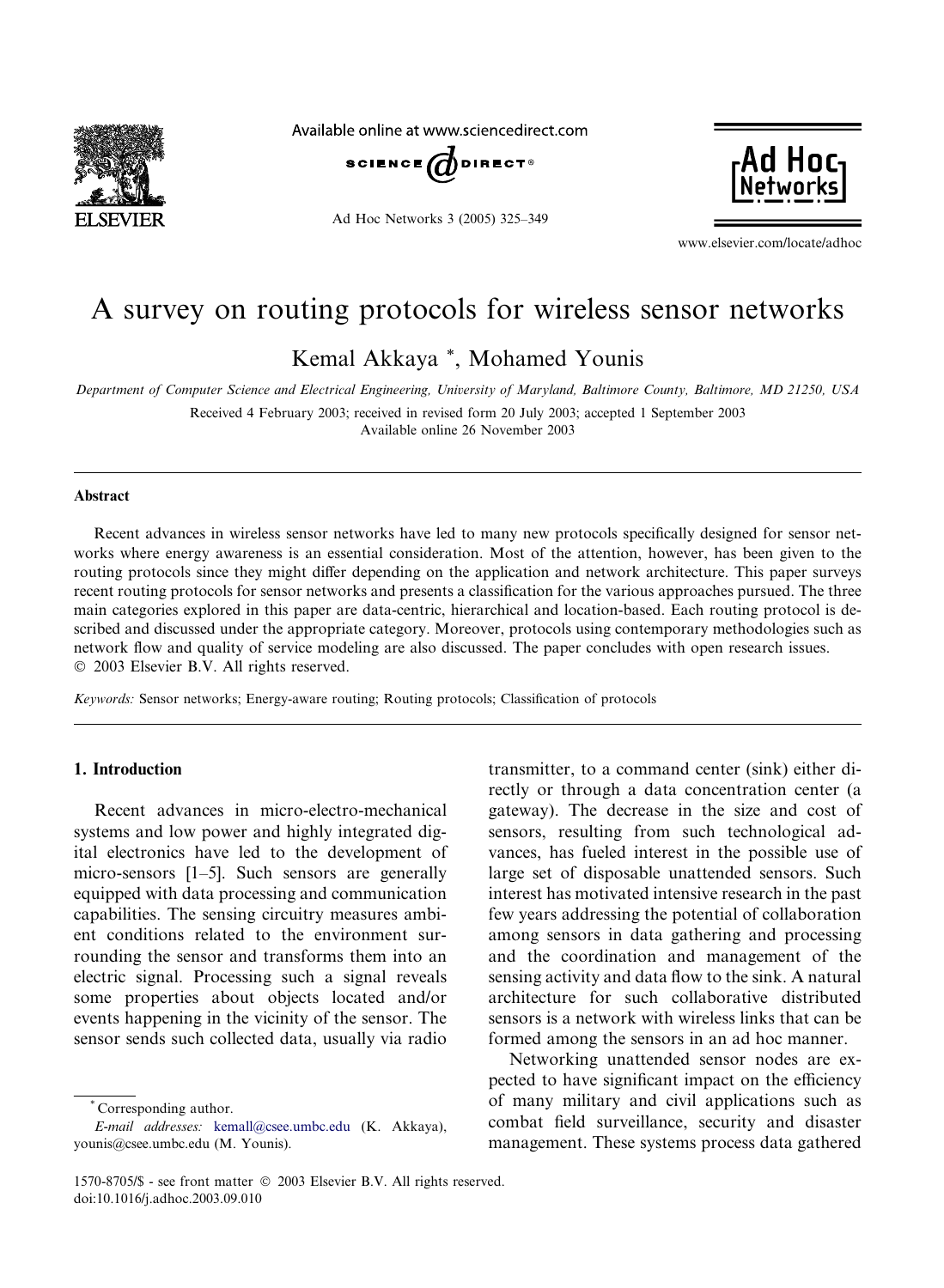# A survey on routing protocols for wireless sensor networks

Kemal Akkaya *, Mohamed Younis

*Department of Computer Science and Electrical Engineering, University of Maryland, Baltimore County, Baltimore, MD 21250, USA*

Received 4 February 2003; received in revised form 20 July 2003; accepted 1 September 2003
Available online 26 November 2003

## Abstract

Recent advances in wireless sensor networks have led to many new protocols specifically designed for sensor networks where energy awareness is an essential consideration. Most of the attention, however, has been given to the routing protocols since they might differ depending on the application and network architecture. This paper surveys recent routing protocols for sensor networks and presents a classification for the various approaches pursued. The three main categories explored in this paper are data-centric, hierarchical and location-based. Each routing protocol is described and discussed under the appropriate category. Moreover, protocols using contemporary methodologies such as network flow and quality of service modeling are also discussed. The paper concludes with open research issues.
© 2003 Elsevier B.V. All rights reserved.

*Keywords:* Sensor networks; Energy-aware routing; Routing protocols; Classification of protocols

## 1. Introduction

Recent advances in micro-electro-mechanical systems and low power and highly integrated digital electronics have led to the development of micro-sensors [1–5]. Such sensors are generally equipped with data processing and communication capabilities. The sensing circuitry measures ambient conditions related to the environment surrounding the sensor and transforms them into an electric signal. Processing such a signal reveals some properties about objects located and/or events happening in the vicinity of the sensor. The sensor sends such collected data, usually via radio transmitter, to a command center (sink) either directly or through a data concentration center (a gateway). The decrease in the size and cost of sensors, resulting from such technological advances, has fueled interest in the possible use of large set of disposable unattended sensors. Such interest has motivated intensive research in the past few years addressing the potential of collaboration among sensors in data gathering and processing and the coordination and management of the sensing activity and data flow to the sink. A natural architecture for such collaborative distributed sensors is a network with wireless links that can be formed among the sensors in an ad hoc manner.

Networking unattended sensor nodes are expected to have significant impact on the efficiency of many military and civil applications such as combat field surveillance, security and disaster management. These systems process data gathered

---

* Corresponding author.
*E-mail addresses:* kemall@csee.umbc.edu (K. Akkaya), younis@csee.umbc.edu (M. Younis).

1570-8705/$ - see front matter © 2003 Elsevier B.V. All rights reserved.
doi:10.1016/j.adhoc.2003.09.010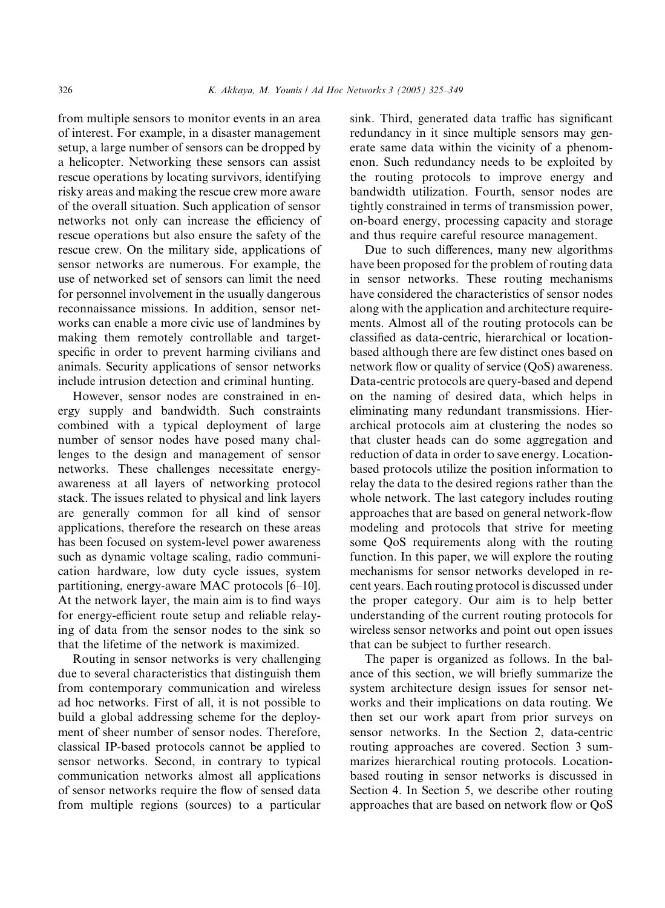from multiple sensors to monitor events in an area of interest. For example, in a disaster management setup, a large number of sensors can be dropped by a helicopter. Networking these sensors can assist rescue operations by locating survivors, identifying risky areas and making the rescue crew more aware of the overall situation. Such application of sensor networks not only can increase the efficiency of rescue operations but also ensure the safety of the rescue crew. On the military side, applications of sensor networks are numerous. For example, the use of networked set of sensors can limit the need for personnel involvement in the usually dangerous reconnaissance missions. In addition, sensor networks can enable a more civic use of landmines by making them remotely controllable and target-specific in order to prevent harming civilians and animals. Security applications of sensor networks include intrusion detection and criminal hunting.

However, sensor nodes are constrained in energy supply and bandwidth. Such constraints combined with a typical deployment of large number of sensor nodes have posed many challenges to the design and management of sensor networks. These challenges necessitate energy-awareness at all layers of networking protocol stack. The issues related to physical and link layers are generally common for all kind of sensor applications, therefore the research on these areas has been focused on system-level power awareness such as dynamic voltage scaling, radio communication hardware, low duty cycle issues, system partitioning, energy-aware MAC protocols [6–10]. At the network layer, the main aim is to find ways for energy-efficient route setup and reliable relaying of data from the sensor nodes to the sink so that the lifetime of the network is maximized.

Routing in sensor networks is very challenging due to several characteristics that distinguish them from contemporary communication and wireless ad hoc networks. First of all, it is not possible to build a global addressing scheme for the deployment of sheer number of sensor nodes. Therefore, classical IP-based protocols cannot be applied to sensor networks. Second, in contrary to typical communication networks almost all applications of sensor networks require the flow of sensed data from multiple regions (sources) to a particular sink. Third, generated data traffic has significant redundancy in it since multiple sensors may generate same data within the vicinity of a phenomenon. Such redundancy needs to be exploited by the routing protocols to improve energy and bandwidth utilization. Fourth, sensor nodes are tightly constrained in terms of transmission power, on-board energy, processing capacity and storage and thus require careful resource management.

Due to such differences, many new algorithms have been proposed for the problem of routing data in sensor networks. These routing mechanisms have considered the characteristics of sensor nodes along with the application and architecture requirements. Almost all of the routing protocols can be classified as data-centric, hierarchical or location-based although there are few distinct ones based on network flow or quality of service (QoS) awareness. Data-centric protocols are query-based and depend on the naming of desired data, which helps in eliminating many redundant transmissions. Hierarchical protocols aim at clustering the nodes so that cluster heads can do some aggregation and reduction of data in order to save energy. Location-based protocols utilize the position information to relay the data to the desired regions rather than the whole network. The last category includes routing approaches that are based on general network-flow modeling and protocols that strive for meeting some QoS requirements along with the routing function. In this paper, we will explore the routing mechanisms for sensor networks developed in recent years. Each routing protocol is discussed under the proper category. Our aim is to help better understanding of the current routing protocols for wireless sensor networks and point out open issues that can be subject to further research.

The paper is organized as follows. In the balance of this section, we will briefly summarize the system architecture design issues for sensor networks and their implications on data routing. We then set our work apart from prior surveys on sensor networks. In the Section 2, data-centric routing approaches are covered. Section 3 summarizes hierarchical routing protocols. Location-based routing in sensor networks is discussed in Section 4. In Section 5, we describe other routing approaches that are based on network flow or QoS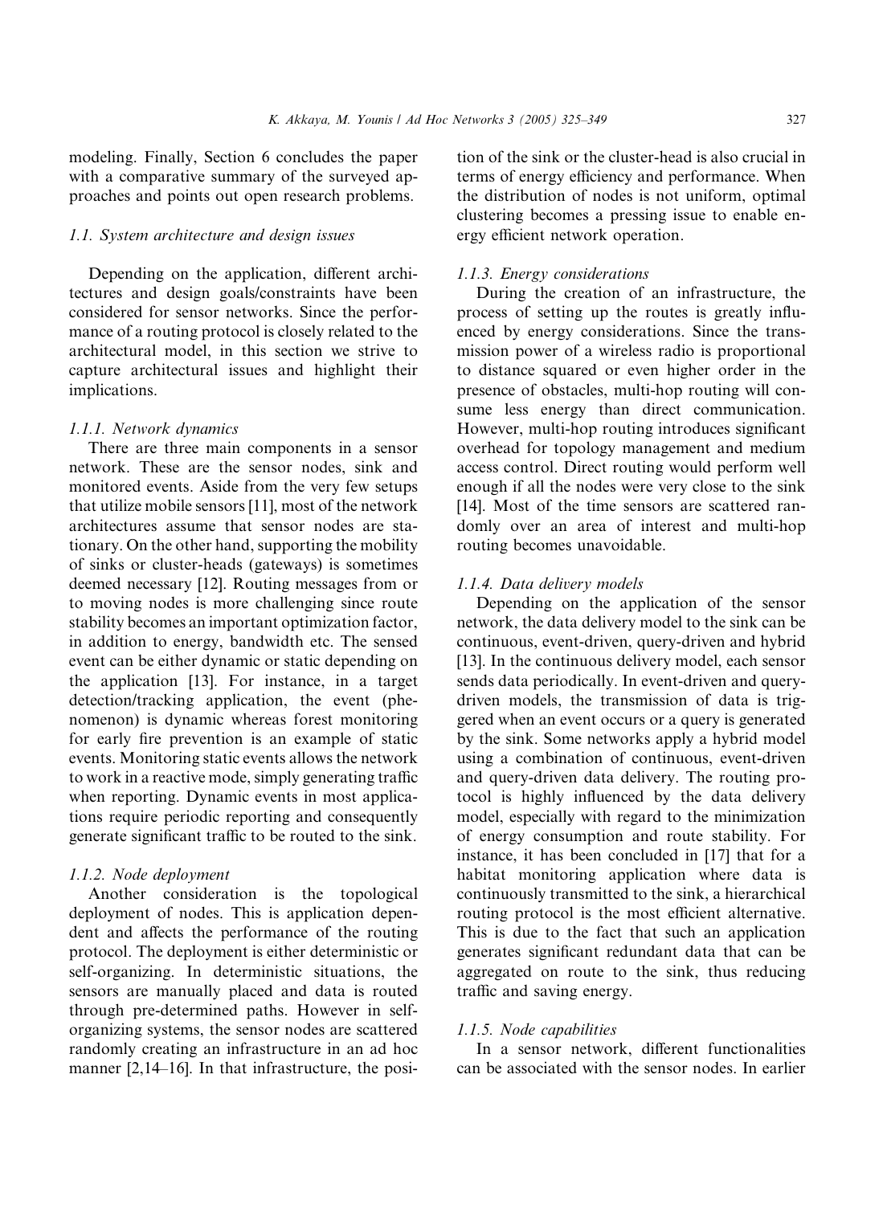modeling. Finally, Section 6 concludes the paper with a comparative summary of the surveyed approaches and points out open research problems.

### 1.1. System architecture and design issues

Depending on the application, different architectures and design goals/constraints have been considered for sensor networks. Since the performance of a routing protocol is closely related to the architectural model, in this section we strive to capture architectural issues and highlight their implications.

#### 1.1.1. Network dynamics

There are three main components in a sensor network. These are the sensor nodes, sink and monitored events. Aside from the very few setups that utilize mobile sensors [11], most of the network architectures assume that sensor nodes are stationary. On the other hand, supporting the mobility of sinks or cluster-heads (gateways) is sometimes deemed necessary [12]. Routing messages from or to moving nodes is more challenging since route stability becomes an important optimization factor, in addition to energy, bandwidth etc. The sensed event can be either dynamic or static depending on the application [13]. For instance, in a target detection/tracking application, the event (phenomenon) is dynamic whereas forest monitoring for early fire prevention is an example of static events. Monitoring static events allows the network to work in a reactive mode, simply generating traffic when reporting. Dynamic events in most applications require periodic reporting and consequently generate significant traffic to be routed to the sink.

#### 1.1.2. Node deployment

Another consideration is the topological deployment of nodes. This is application dependent and affects the performance of the routing protocol. The deployment is either deterministic or self-organizing. In deterministic situations, the sensors are manually placed and data is routed through pre-determined paths. However in self-organizing systems, the sensor nodes are scattered randomly creating an infrastructure in an ad hoc manner [2,14–16]. In that infrastructure, the position of the sink or the cluster-head is also crucial in terms of energy efficiency and performance. When the distribution of nodes is not uniform, optimal clustering becomes a pressing issue to enable energy efficient network operation.

#### 1.1.3. Energy considerations

During the creation of an infrastructure, the process of setting up the routes is greatly influenced by energy considerations. Since the transmission power of a wireless radio is proportional to distance squared or even higher order in the presence of obstacles, multi-hop routing will consume less energy than direct communication. However, multi-hop routing introduces significant overhead for topology management and medium access control. Direct routing would perform well enough if all the nodes were very close to the sink [14]. Most of the time sensors are scattered randomly over an area of interest and multi-hop routing becomes unavoidable.

#### 1.1.4. Data delivery models

Depending on the application of the sensor network, the data delivery model to the sink can be continuous, event-driven, query-driven and hybrid [13]. In the continuous delivery model, each sensor sends data periodically. In event-driven and query-driven models, the transmission of data is triggered when an event occurs or a query is generated by the sink. Some networks apply a hybrid model using a combination of continuous, event-driven and query-driven data delivery. The routing protocol is highly influenced by the data delivery model, especially with regard to the minimization of energy consumption and route stability. For instance, it has been concluded in [17] that for a habitat monitoring application where data is continuously transmitted to the sink, a hierarchical routing protocol is the most efficient alternative. This is due to the fact that such an application generates significant redundant data that can be aggregated on route to the sink, thus reducing traffic and saving energy.

#### 1.1.5. Node capabilities

In a sensor network, different functionalities can be associated with the sensor nodes. In earlier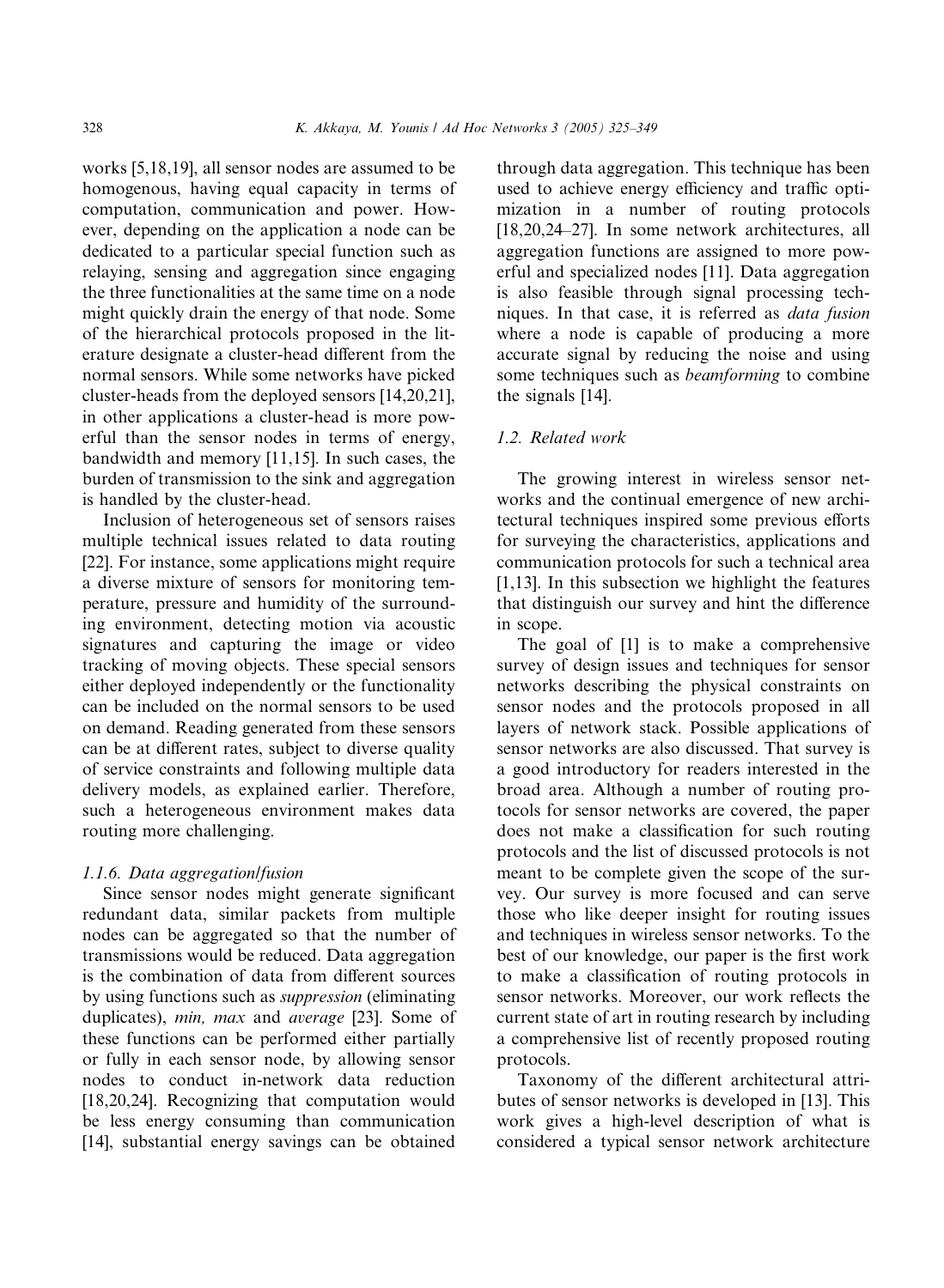works [5,18,19], all sensor nodes are assumed to be homogenous, having equal capacity in terms of computation, communication and power. However, depending on the application a node can be dedicated to a particular special function such as relaying, sensing and aggregation since engaging the three functionalities at the same time on a node might quickly drain the energy of that node. Some of the hierarchical protocols proposed in the literature designate a cluster-head different from the normal sensors. While some networks have picked cluster-heads from the deployed sensors [14,20,21], in other applications a cluster-head is more powerful than the sensor nodes in terms of energy, bandwidth and memory [11,15]. In such cases, the burden of transmission to the sink and aggregation is handled by the cluster-head.

Inclusion of heterogeneous set of sensors raises multiple technical issues related to data routing [22]. For instance, some applications might require a diverse mixture of sensors for monitoring temperature, pressure and humidity of the surrounding environment, detecting motion via acoustic signatures and capturing the image or video tracking of moving objects. These special sensors either deployed independently or the functionality can be included on the normal sensors to be used on demand. Reading generated from these sensors can be at different rates, subject to diverse quality of service constraints and following multiple data delivery models, as explained earlier. Therefore, such a heterogeneous environment makes data routing more challenging.

#### 1.1.6. Data aggregation/fusion

Since sensor nodes might generate significant redundant data, similar packets from multiple nodes can be aggregated so that the number of transmissions would be reduced. Data aggregation is the combination of data from different sources by using functions such as *suppression* (eliminating duplicates), *min, max* and *average* [23]. Some of these functions can be performed either partially or fully in each sensor node, by allowing sensor nodes to conduct in-network data reduction [18,20,24]. Recognizing that computation would be less energy consuming than communication [14], substantial energy savings can be obtained through data aggregation. This technique has been used to achieve energy efficiency and traffic optimization in a number of routing protocols [18,20,24–27]. In some network architectures, all aggregation functions are assigned to more powerful and specialized nodes [11]. Data aggregation is also feasible through signal processing techniques. In that case, it is referred as *data fusion* where a node is capable of producing a more accurate signal by reducing the noise and using some techniques such as *beamforming* to combine the signals [14].

### 1.2. Related work

The growing interest in wireless sensor networks and the continual emergence of new architectural techniques inspired some previous efforts for surveying the characteristics, applications and communication protocols for such a technical area [1,13]. In this subsection we highlight the features that distinguish our survey and hint the difference in scope.

The goal of [1] is to make a comprehensive survey of design issues and techniques for sensor networks describing the physical constraints on sensor nodes and the protocols proposed in all layers of network stack. Possible applications of sensor networks are also discussed. That survey is a good introductory for readers interested in the broad area. Although a number of routing protocols for sensor networks are covered, the paper does not make a classification for such routing protocols and the list of discussed protocols is not meant to be complete given the scope of the survey. Our survey is more focused and can serve those who like deeper insight for routing issues and techniques in wireless sensor networks. To the best of our knowledge, our paper is the first work to make a classification of routing protocols in sensor networks. Moreover, our work reflects the current state of art in routing research by including a comprehensive list of recently proposed routing protocols.

Taxonomy of the different architectural attributes of sensor networks is developed in [13]. This work gives a high-level description of what is considered a typical sensor network architecture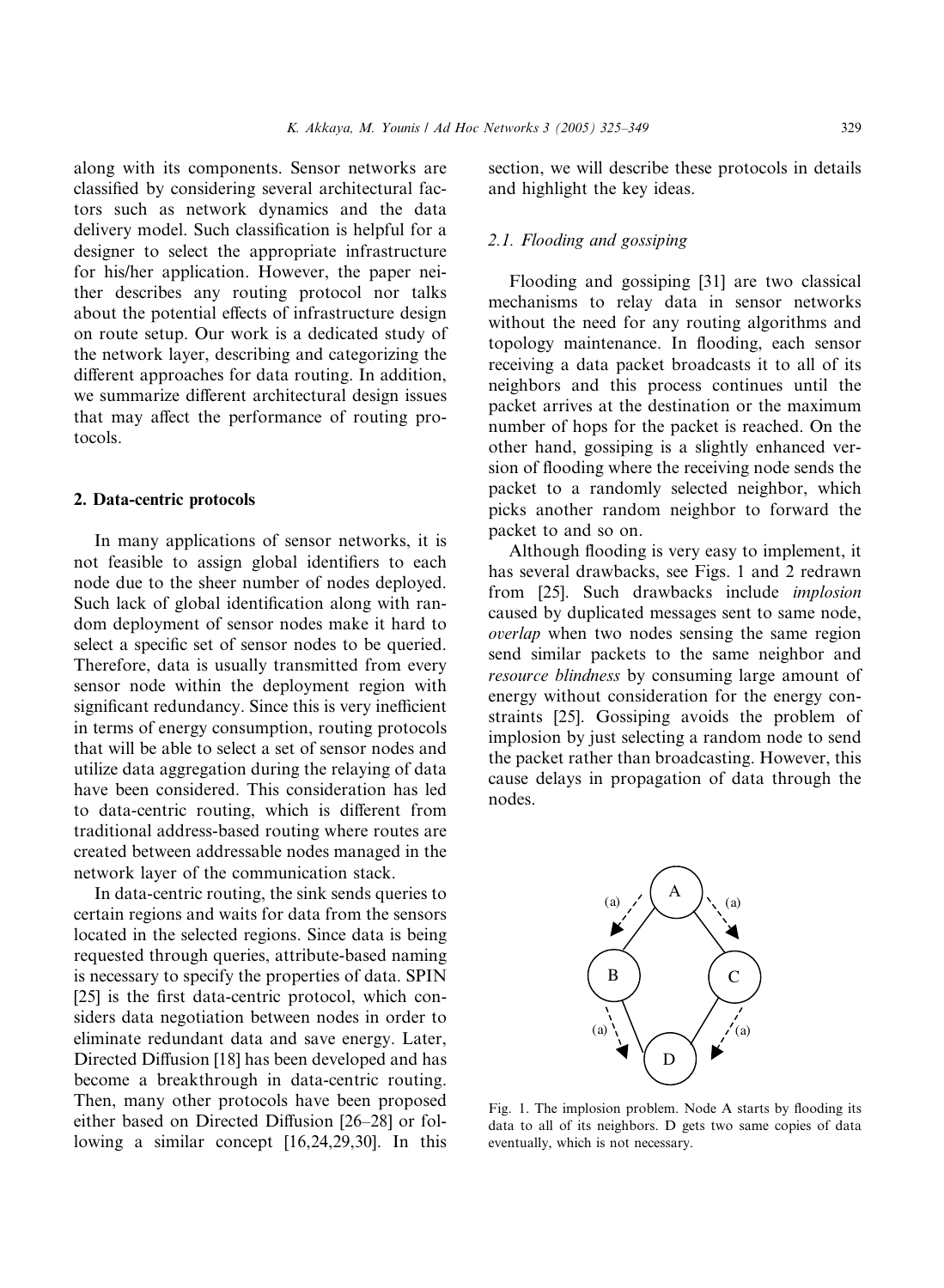along with its components. Sensor networks are classified by considering several architectural factors such as network dynamics and the data delivery model. Such classification is helpful for a designer to select the appropriate infrastructure for his/her application. However, the paper neither describes any routing protocol nor talks about the potential effects of infrastructure design on route setup. Our work is a dedicated study of the network layer, describing and categorizing the different approaches for data routing. In addition, we summarize different architectural design issues that may affect the performance of routing protocols.

## 2. Data-centric protocols

In many applications of sensor networks, it is not feasible to assign global identifiers to each node due to the sheer number of nodes deployed. Such lack of global identification along with random deployment of sensor nodes make it hard to select a specific set of sensor nodes to be queried. Therefore, data is usually transmitted from every sensor node within the deployment region with significant redundancy. Since this is very inefficient in terms of energy consumption, routing protocols that will be able to select a set of sensor nodes and utilize data aggregation during the relaying of data have been considered. This consideration has led to data-centric routing, which is different from traditional address-based routing where routes are created between addressable nodes managed in the network layer of the communication stack.

In data-centric routing, the sink sends queries to certain regions and waits for data from the sensors located in the selected regions. Since data is being requested through queries, attribute-based naming is necessary to specify the properties of data. SPIN [25] is the first data-centric protocol, which considers data negotiation between nodes in order to eliminate redundant data and save energy. Later, Directed Diffusion [18] has been developed and has become a breakthrough in data-centric routing. Then, many other protocols have been proposed either based on Directed Diffusion [26–28] or following a similar concept [16,24,29,30]. In this section, we will describe these protocols in details and highlight the key ideas.

### 2.1. Flooding and gossiping

Flooding and gossiping [31] are two classical mechanisms to relay data in sensor networks without the need for any routing algorithms and topology maintenance. In flooding, each sensor receiving a data packet broadcasts it to all of its neighbors and this process continues until the packet arrives at the destination or the maximum number of hops for the packet is reached. On the other hand, gossiping is a slightly enhanced version of flooding where the receiving node sends the packet to a randomly selected neighbor, which picks another random neighbor to forward the packet to and so on.

Although flooding is very easy to implement, it has several drawbacks, see Figs. 1 and 2 redrawn from [25]. Such drawbacks include *implosion* caused by duplicated messages sent to same node, *overlap* when two nodes sensing the same region send similar packets to the same neighbor and *resource blindness* by consuming large amount of energy without consideration for the energy constraints [25]. Gossiping avoids the problem of implosion by just selecting a random node to send the packet rather than broadcasting. However, this cause delays in propagation of data through the nodes.

A
(a) (a)
B C
(a) (a)
D

Fig. 1. The implosion problem. Node A starts by flooding its data to all of its neighbors. D gets two same copies of data eventually, which is not necessary.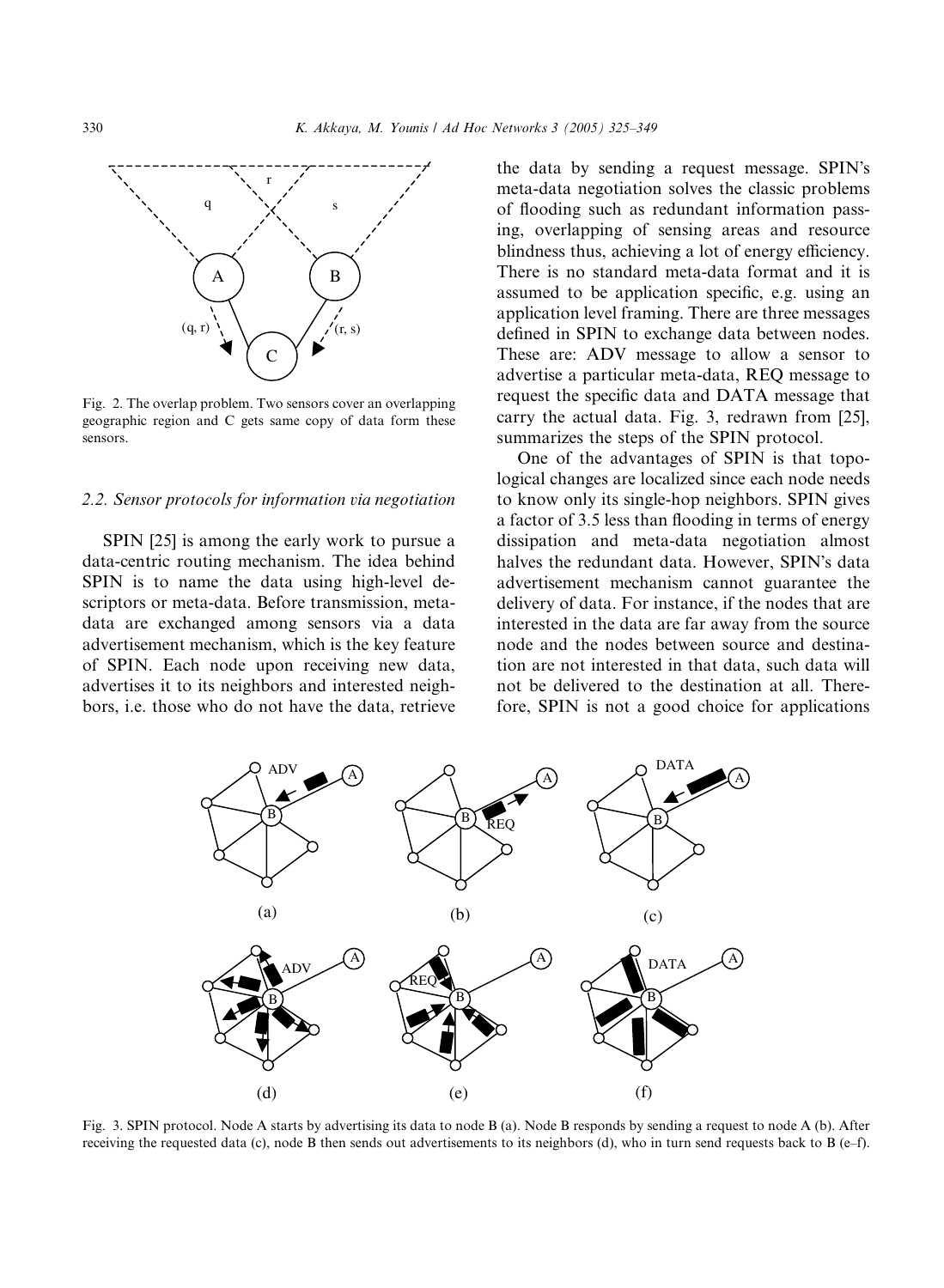r

q

s

A

B

(q, r)

(r, s)

C

Fig. 2. The overlap problem. Two sensors cover an overlapping geographic region and C gets same copy of data form these sensors.

### 2.2. Sensor protocols for information via negotiation

SPIN [25] is among the early work to pursue a data-centric routing mechanism. The idea behind SPIN is to name the data using high-level descriptors or meta-data. Before transmission, meta-data are exchanged among sensors via a data advertisement mechanism, which is the key feature of SPIN. Each node upon receiving new data, advertises it to its neighbors and interested neighbors, i.e. those who do not have the data, retrieve the data by sending a request message. SPIN's meta-data negotiation solves the classic problems of flooding such as redundant information passing, overlapping of sensing areas and resource blindness thus, achieving a lot of energy efficiency. There is no standard meta-data format and it is assumed to be application specific, e.g. using an application level framing. There are three messages defined in SPIN to exchange data between nodes. These are: ADV message to allow a sensor to advertise a particular meta-data, REQ message to request the specific data and DATA message that carry the actual data. Fig. 3, redrawn from [25], summarizes the steps of the SPIN protocol.

One of the advantages of SPIN is that topological changes are localized since each node needs to know only its single-hop neighbors. SPIN gives a factor of 3.5 less than flooding in terms of energy dissipation and meta-data negotiation almost halves the redundant data. However, SPIN's data advertisement mechanism cannot guarantee the delivery of data. For instance, if the nodes that are interested in the data are far away from the source node and the nodes between source and destination are not interested in that data, such data will not be delivered to the destination at all. Therefore, SPIN is not a good choice for applications

ADV
A
B
(a)

B
REQ
A
(b)

DATA
A
B
(c)

ADV
A
B
(d)

REQ
A
B
(e)

DATA
A
B
(f)

Fig. 3. SPIN protocol. Node A starts by advertising its data to node B (a). Node B responds by sending a request to node A (b). After receiving the requested data (c), node B then sends out advertisements to its neighbors (d), who in turn send requests back to B (e–f).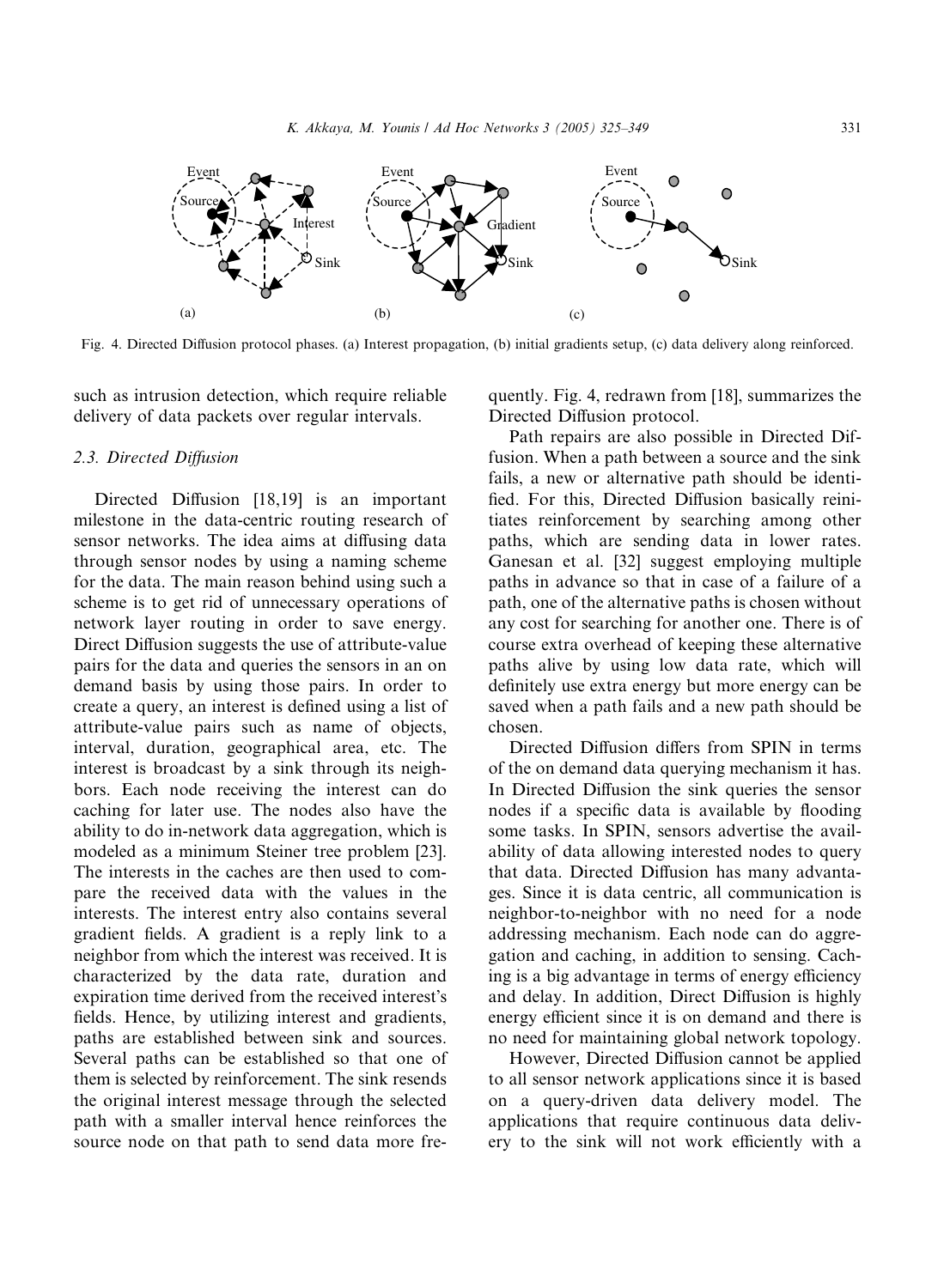Event
Source
Interest
Sink
(a)

Event
Source
Gradient
Sink
(b)

Event
Source
Sink
(c)

Fig. 4. Directed Diffusion protocol phases. (a) Interest propagation, (b) initial gradients setup, (c) data delivery along reinforced.

such as intrusion detection, which require reliable delivery of data packets over regular intervals.

### 2.3. Directed Diffusion

Directed Diffusion [18,19] is an important milestone in the data-centric routing research of sensor networks. The idea aims at diffusing data through sensor nodes by using a naming scheme for the data. The main reason behind using such a scheme is to get rid of unnecessary operations of network layer routing in order to save energy. Direct Diffusion suggests the use of attribute-value pairs for the data and queries the sensors in an on demand basis by using those pairs. In order to create a query, an interest is defined using a list of attribute-value pairs such as name of objects, interval, duration, geographical area, etc. The interest is broadcast by a sink through its neighbors. Each node receiving the interest can do caching for later use. The nodes also have the ability to do in-network data aggregation, which is modeled as a minimum Steiner tree problem [23]. The interests in the caches are then used to compare the received data with the values in the interests. The interest entry also contains several gradient fields. A gradient is a reply link to a neighbor from which the interest was received. It is characterized by the data rate, duration and expiration time derived from the received interest's fields. Hence, by utilizing interest and gradients, paths are established between sink and sources. Several paths can be established so that one of them is selected by reinforcement. The sink resends the original interest message through the selected path with a smaller interval hence reinforces the source node on that path to send data more frequently. Fig. 4, redrawn from [18], summarizes the Directed Diffusion protocol.

Path repairs are also possible in Directed Diffusion. When a path between a source and the sink fails, a new or alternative path should be identified. For this, Directed Diffusion basically reinitiates reinforcement by searching among other paths, which are sending data in lower rates. Ganesan et al. [32] suggest employing multiple paths in advance so that in case of a failure of a path, one of the alternative paths is chosen without any cost for searching for another one. There is of course extra overhead of keeping these alternative paths alive by using low data rate, which will definitely use extra energy but more energy can be saved when a path fails and a new path should be chosen.

Directed Diffusion differs from SPIN in terms of the on demand data querying mechanism it has. In Directed Diffusion the sink queries the sensor nodes if a specific data is available by flooding some tasks. In SPIN, sensors advertise the availability of data allowing interested nodes to query that data. Directed Diffusion has many advantages. Since it is data centric, all communication is neighbor-to-neighbor with no need for a node addressing mechanism. Each node can do aggregation and caching, in addition to sensing. Caching is a big advantage in terms of energy efficiency and delay. In addition, Direct Diffusion is highly energy efficient since it is on demand and there is no need for maintaining global network topology.

However, Directed Diffusion cannot be applied to all sensor network applications since it is based on a query-driven data delivery model. The applications that require continuous data delivery to the sink will not work efficiently with a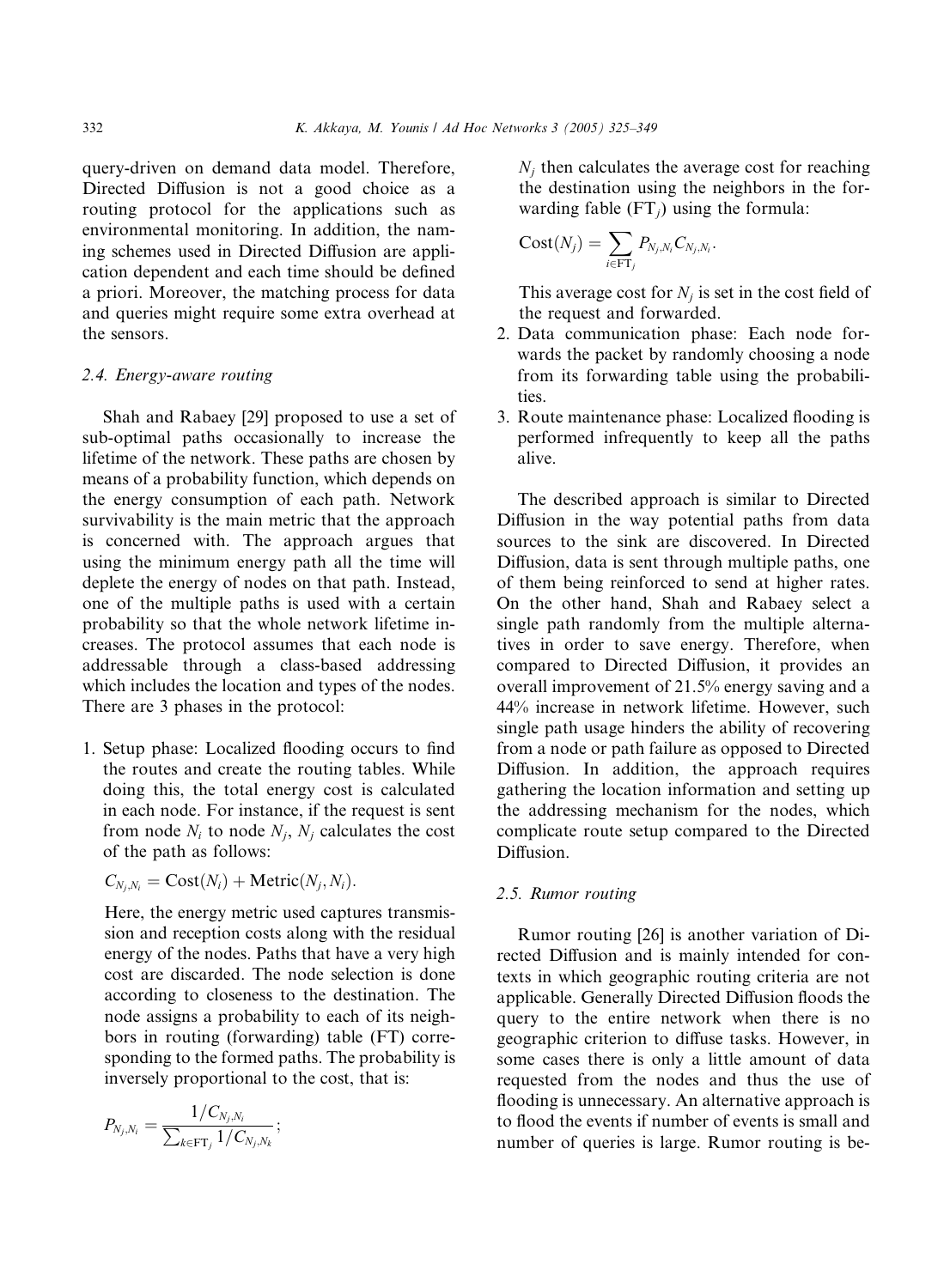query-driven on demand data model. Therefore, Directed Diffusion is not a good choice as a routing protocol for the applications such as environmental monitoring. In addition, the naming schemes used in Directed Diffusion are application dependent and each time should be defined a priori. Moreover, the matching process for data and queries might require some extra overhead at the sensors.

### 2.4. Energy-aware routing

Shah and Rabaey [29] proposed to use a set of sub-optimal paths occasionally to increase the lifetime of the network. These paths are chosen by means of a probability function, which depends on the energy consumption of each path. Network survivability is the main metric that the approach is concerned with. The approach argues that using the minimum energy path all the time will deplete the energy of nodes on that path. Instead, one of the multiple paths is used with a certain probability so that the whole network lifetime increases. The protocol assumes that each node is addressable through a class-based addressing which includes the location and types of the nodes. There are 3 phases in the protocol:

1. Setup phase: Localized flooding occurs to find the routes and create the routing tables. While doing this, the total energy cost is calculated in each node. For instance, if the request is sent from node $N_i$ to node $N_j$, $N_j$ calculates the cost of the path as follows:

   $$C_{N_j,N_i} = \text{Cost}(N_i) + \text{Metric}(N_j, N_i).$$

   Here, the energy metric used captures transmission and reception costs along with the residual energy of the nodes. Paths that have a very high cost are discarded. The node selection is done according to closeness to the destination. The node assigns a probability to each of its neighbors in routing (forwarding) table (FT) corresponding to the formed paths. The probability is inversely proportional to the cost, that is:

   $$P_{N_j,N_i} = \frac{1/C_{N_j,N_i}}{\sum_{k \in \text{FT}_j} 1/C_{N_j,N_k}};$$

   $N_j$ then calculates the average cost for reaching the destination using the neighbors in the forwarding fable ($\text{FT}_j$) using the formula:

   $$\text{Cost}(N_j) = \sum_{i \in \text{FT}_j} P_{N_j,N_i} C_{N_j,N_i}.$$

   This average cost for $N_j$ is set in the cost field of the request and forwarded.
2. Data communication phase: Each node forwards the packet by randomly choosing a node from its forwarding table using the probabilities.
3. Route maintenance phase: Localized flooding is performed infrequently to keep all the paths alive.

The described approach is similar to Directed Diffusion in the way potential paths from data sources to the sink are discovered. In Directed Diffusion, data is sent through multiple paths, one of them being reinforced to send at higher rates. On the other hand, Shah and Rabaey select a single path randomly from the multiple alternatives in order to save energy. Therefore, when compared to Directed Diffusion, it provides an overall improvement of 21.5% energy saving and a 44% increase in network lifetime. However, such single path usage hinders the ability of recovering from a node or path failure as opposed to Directed Diffusion. In addition, the approach requires gathering the location information and setting up the addressing mechanism for the nodes, which complicate route setup compared to the Directed Diffusion.

### 2.5. Rumor routing

Rumor routing [26] is another variation of Directed Diffusion and is mainly intended for contexts in which geographic routing criteria are not applicable. Generally Directed Diffusion floods the query to the entire network when there is no geographic criterion to diffuse tasks. However, in some cases there is only a little amount of data requested from the nodes and thus the use of flooding is unnecessary. An alternative approach is to flood the events if number of events is small and number of queries is large. Rumor routing is be-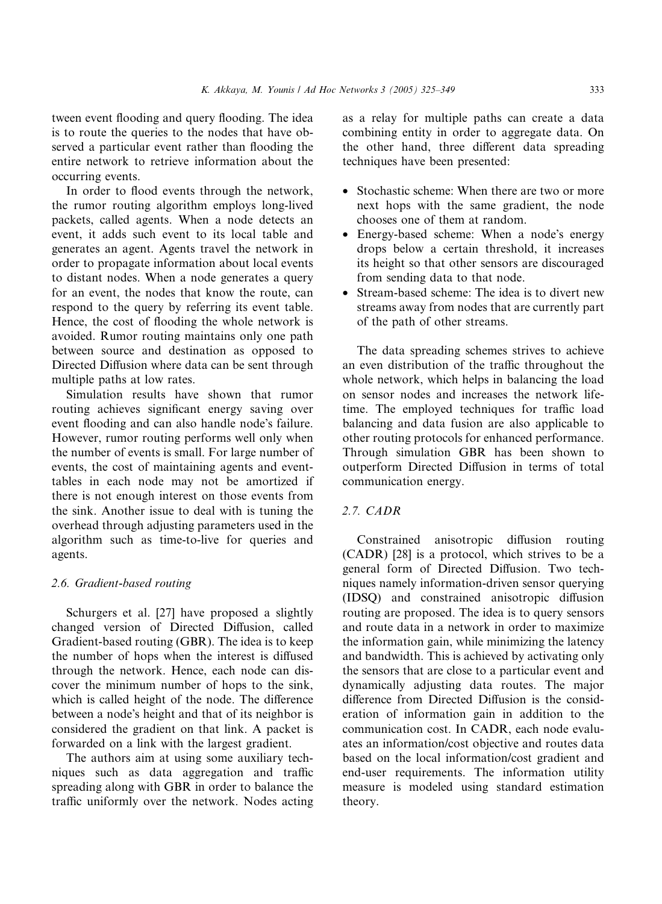tween event flooding and query flooding. The idea is to route the queries to the nodes that have observed a particular event rather than flooding the entire network to retrieve information about the occurring events.

In order to flood events through the network, the rumor routing algorithm employs long-lived packets, called agents. When a node detects an event, it adds such event to its local table and generates an agent. Agents travel the network in order to propagate information about local events to distant nodes. When a node generates a query for an event, the nodes that know the route, can respond to the query by referring its event table. Hence, the cost of flooding the whole network is avoided. Rumor routing maintains only one path between source and destination as opposed to Directed Diffusion where data can be sent through multiple paths at low rates.

Simulation results have shown that rumor routing achieves significant energy saving over event flooding and can also handle node's failure. However, rumor routing performs well only when the number of events is small. For large number of events, the cost of maintaining agents and event-tables in each node may not be amortized if there is not enough interest on those events from the sink. Another issue to deal with is tuning the overhead through adjusting parameters used in the algorithm such as time-to-live for queries and agents.

### 2.6. Gradient-based routing

Schurgers et al. [27] have proposed a slightly changed version of Directed Diffusion, called Gradient-based routing (GBR). The idea is to keep the number of hops when the interest is diffused through the network. Hence, each node can discover the minimum number of hops to the sink, which is called height of the node. The difference between a node's height and that of its neighbor is considered the gradient on that link. A packet is forwarded on a link with the largest gradient.

The authors aim at using some auxiliary techniques such as data aggregation and traffic spreading along with GBR in order to balance the traffic uniformly over the network. Nodes acting as a relay for multiple paths can create a data combining entity in order to aggregate data. On the other hand, three different data spreading techniques have been presented:

- Stochastic scheme: When there are two or more next hops with the same gradient, the node chooses one of them at random.
- Energy-based scheme: When a node's energy drops below a certain threshold, it increases its height so that other sensors are discouraged from sending data to that node.
- Stream-based scheme: The idea is to divert new streams away from nodes that are currently part of the path of other streams.

The data spreading schemes strives to achieve an even distribution of the traffic throughout the whole network, which helps in balancing the load on sensor nodes and increases the network lifetime. The employed techniques for traffic load balancing and data fusion are also applicable to other routing protocols for enhanced performance. Through simulation GBR has been shown to outperform Directed Diffusion in terms of total communication energy.

### 2.7. CADR

Constrained anisotropic diffusion routing (CADR) [28] is a protocol, which strives to be a general form of Directed Diffusion. Two techniques namely information-driven sensor querying (IDSQ) and constrained anisotropic diffusion routing are proposed. The idea is to query sensors and route data in a network in order to maximize the information gain, while minimizing the latency and bandwidth. This is achieved by activating only the sensors that are close to a particular event and dynamically adjusting data routes. The major difference from Directed Diffusion is the consideration of information gain in addition to the communication cost. In CADR, each node evaluates an information/cost objective and routes data based on the local information/cost gradient and end-user requirements. The information utility measure is modeled using standard estimation theory.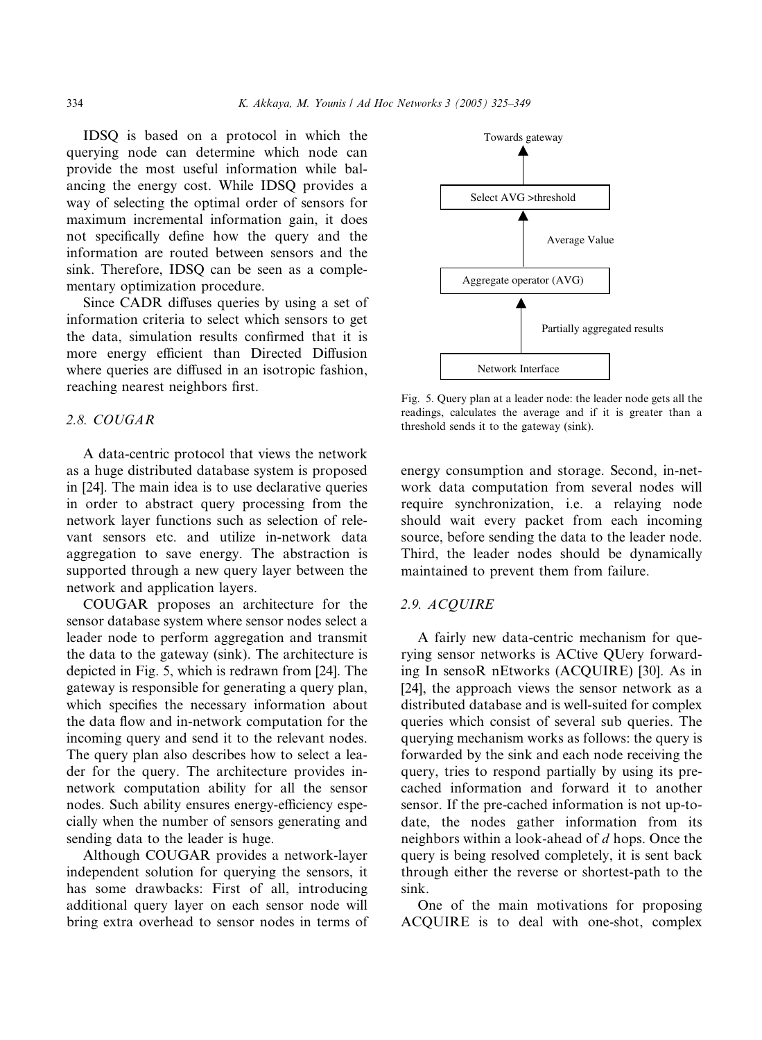IDSQ is based on a protocol in which the querying node can determine which node can provide the most useful information while balancing the energy cost. While IDSQ provides a way of selecting the optimal order of sensors for maximum incremental information gain, it does not specifically define how the query and the information are routed between sensors and the sink. Therefore, IDSQ can be seen as a complementary optimization procedure.

Since CADR diffuses queries by using a set of information criteria to select which sensors to get the data, simulation results confirmed that it is more energy efficient than Directed Diffusion where queries are diffused in an isotropic fashion, reaching nearest neighbors first.

### 2.8. COUGAR

A data-centric protocol that views the network as a huge distributed database system is proposed in [24]. The main idea is to use declarative queries in order to abstract query processing from the network layer functions such as selection of relevant sensors etc. and utilize in-network data aggregation to save energy. The abstraction is supported through a new query layer between the network and application layers.

COUGAR proposes an architecture for the sensor database system where sensor nodes select a leader node to perform aggregation and transmit the data to the gateway (sink). The architecture is depicted in Fig. 5, which is redrawn from [24]. The gateway is responsible for generating a query plan, which specifies the necessary information about the data flow and in-network computation for the incoming query and send it to the relevant nodes. The query plan also describes how to select a leader for the query. The architecture provides in-network computation ability for all the sensor nodes. Such ability ensures energy-efficiency especially when the number of sensors generating and sending data to the leader is huge.

Although COUGAR provides a network-layer independent solution for querying the sensors, it has some drawbacks: First of all, introducing additional query layer on each sensor node will bring extra overhead to sensor nodes in terms of energy consumption and storage. Second, in-network data computation from several nodes will require synchronization, i.e. a relaying node should wait every packet from each incoming source, before sending the data to the leader node. Third, the leader nodes should be dynamically maintained to prevent them from failure.

Towards gateway

Select AVG >threshold

Average Value

Aggregate operator (AVG)

Partially aggregated results

Network Interface

Fig. 5. Query plan at a leader node: the leader node gets all the readings, calculates the average and if it is greater than a threshold sends it to the gateway (sink).

### 2.9. ACQUIRE

A fairly new data-centric mechanism for querying sensor networks is ACtive QUery forwarding In sensoR nEtworks (ACQUIRE) [30]. As in [24], the approach views the sensor network as a distributed database and is well-suited for complex queries which consist of several sub queries. The querying mechanism works as follows: the query is forwarded by the sink and each node receiving the query, tries to respond partially by using its pre-cached information and forward it to another sensor. If the pre-cached information is not up-to-date, the nodes gather information from its neighbors within a look-ahead of $d$ hops. Once the query is being resolved completely, it is sent back through either the reverse or shortest-path to the sink.

One of the main motivations for proposing ACQUIRE is to deal with one-shot, complex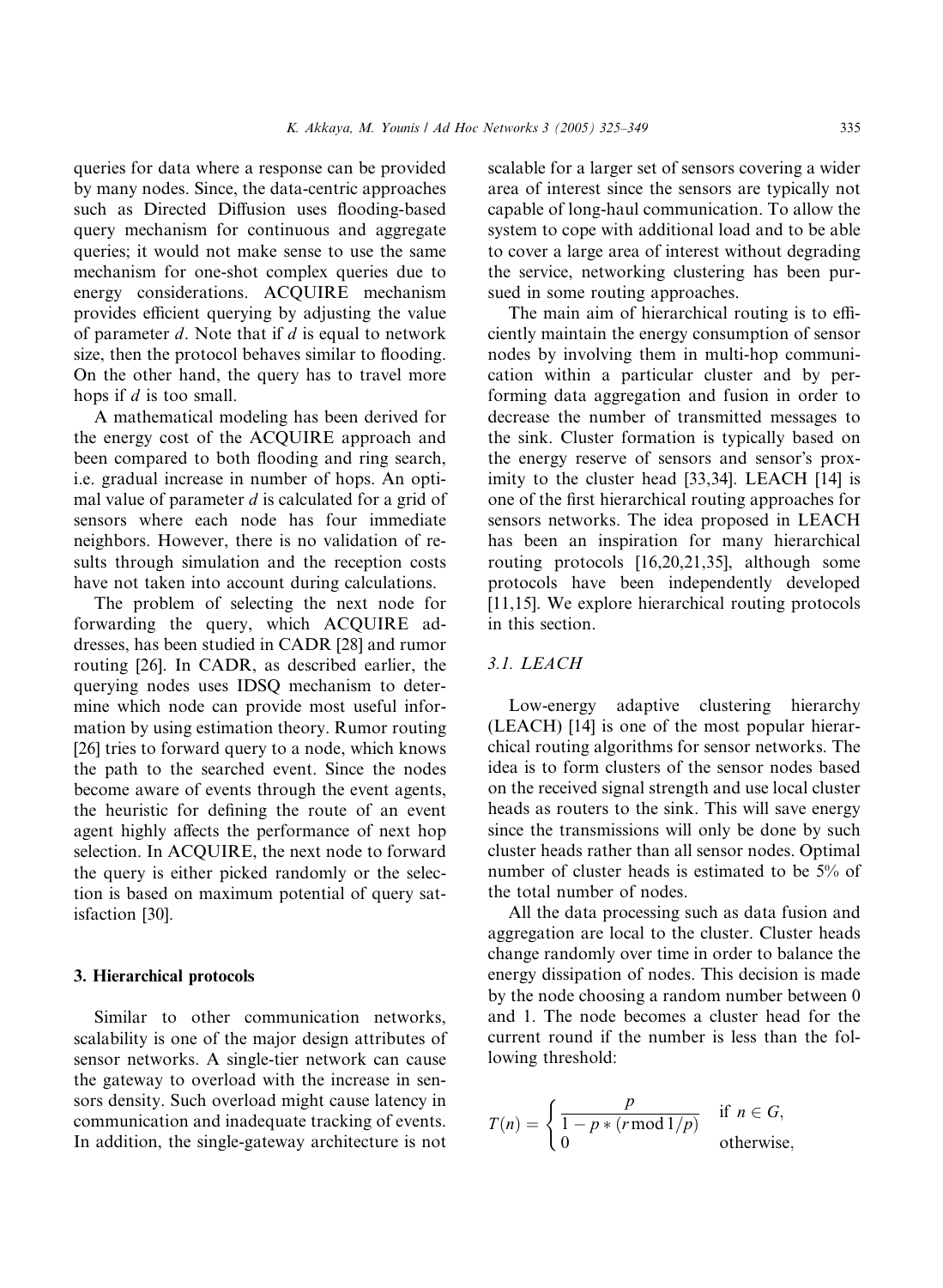queries for data where a response can be provided by many nodes. Since, the data-centric approaches such as Directed Diffusion uses flooding-based query mechanism for continuous and aggregate queries; it would not make sense to use the same mechanism for one-shot complex queries due to energy considerations. ACQUIRE mechanism provides efficient querying by adjusting the value of parameter $d$. Note that if $d$ is equal to network size, then the protocol behaves similar to flooding. On the other hand, the query has to travel more hops if $d$ is too small.

A mathematical modeling has been derived for the energy cost of the ACQUIRE approach and been compared to both flooding and ring search, i.e. gradual increase in number of hops. An optimal value of parameter $d$ is calculated for a grid of sensors where each node has four immediate neighbors. However, there is no validation of results through simulation and the reception costs have not taken into account during calculations.

The problem of selecting the next node for forwarding the query, which ACQUIRE addresses, has been studied in CADR [28] and rumor routing [26]. In CADR, as described earlier, the querying nodes uses IDSQ mechanism to determine which node can provide most useful information by using estimation theory. Rumor routing [26] tries to forward query to a node, which knows the path to the searched event. Since the nodes become aware of events through the event agents, the heuristic for defining the route of an event agent highly affects the performance of next hop selection. In ACQUIRE, the next node to forward the query is either picked randomly or the selection is based on maximum potential of query satisfaction [30].

## 3. Hierarchical protocols

Similar to other communication networks, scalability is one of the major design attributes of sensor networks. A single-tier network can cause the gateway to overload with the increase in sensors density. Such overload might cause latency in communication and inadequate tracking of events. In addition, the single-gateway architecture is not scalable for a larger set of sensors covering a wider area of interest since the sensors are typically not capable of long-haul communication. To allow the system to cope with additional load and to be able to cover a large area of interest without degrading the service, networking clustering has been pursued in some routing approaches.

The main aim of hierarchical routing is to efficiently maintain the energy consumption of sensor nodes by involving them in multi-hop communication within a particular cluster and by performing data aggregation and fusion in order to decrease the number of transmitted messages to the sink. Cluster formation is typically based on the energy reserve of sensors and sensor's proximity to the cluster head [33,34]. LEACH [14] is one of the first hierarchical routing approaches for sensors networks. The idea proposed in LEACH has been an inspiration for many hierarchical routing protocols [16,20,21,35], although some protocols have been independently developed [11,15]. We explore hierarchical routing protocols in this section.

### 3.1. LEACH

Low-energy adaptive clustering hierarchy (LEACH) [14] is one of the most popular hierarchical routing algorithms for sensor networks. The idea is to form clusters of the sensor nodes based on the received signal strength and use local cluster heads as routers to the sink. This will save energy since the transmissions will only be done by such cluster heads rather than all sensor nodes. Optimal number of cluster heads is estimated to be 5% of the total number of nodes.

All the data processing such as data fusion and aggregation are local to the cluster. Cluster heads change randomly over time in order to balance the energy dissipation of nodes. This decision is made by the node choosing a random number between 0 and 1. The node becomes a cluster head for the current round if the number is less than the following threshold:

$$T(n) = \begin{cases} \dfrac{p}{1 - p * (r \bmod 1/p)} & \text{if } n \in G, \\ 0 & \text{otherwise,} \end{cases}$$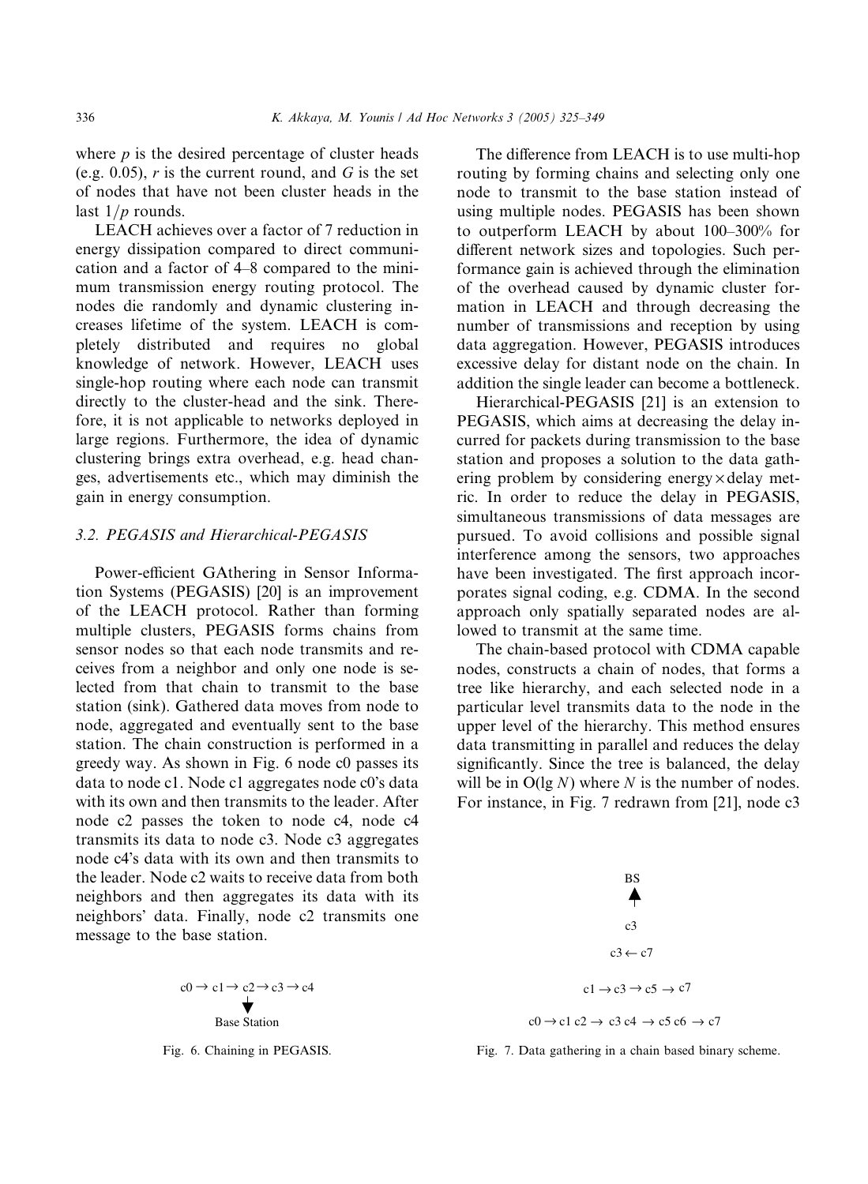where $p$ is the desired percentage of cluster heads (e.g. 0.05), $r$ is the current round, and $G$ is the set of nodes that have not been cluster heads in the last $1/p$ rounds.

LEACH achieves over a factor of 7 reduction in energy dissipation compared to direct communication and a factor of 4–8 compared to the minimum transmission energy routing protocol. The nodes die randomly and dynamic clustering increases lifetime of the system. LEACH is completely distributed and requires no global knowledge of network. However, LEACH uses single-hop routing where each node can transmit directly to the cluster-head and the sink. Therefore, it is not applicable to networks deployed in large regions. Furthermore, the idea of dynamic clustering brings extra overhead, e.g. head changes, advertisements etc., which may diminish the gain in energy consumption.

### 3.2. PEGASIS and Hierarchical-PEGASIS

Power-efficient GAthering in Sensor Information Systems (PEGASIS) [20] is an improvement of the LEACH protocol. Rather than forming multiple clusters, PEGASIS forms chains from sensor nodes so that each node transmits and receives from a neighbor and only one node is selected from that chain to transmit to the base station (sink). Gathered data moves from node to node, aggregated and eventually sent to the base station. The chain construction is performed in a greedy way. As shown in Fig. 6 node c0 passes its data to node c1. Node c1 aggregates node c0's data with its own and then transmits to the leader. After node c2 passes the token to node c4, node c4 transmits its data to node c3. Node c3 aggregates node c4's data with its own and then transmits to the leader. Node c2 waits to receive data from both neighbors and then aggregates its data with its neighbors' data. Finally, node c2 transmits one message to the base station.

c0 → c1 → c2 → c3 → c4

Base Station

Fig. 6. Chaining in PEGASIS.

The difference from LEACH is to use multi-hop routing by forming chains and selecting only one node to transmit to the base station instead of using multiple nodes. PEGASIS has been shown to outperform LEACH by about 100–300% for different network sizes and topologies. Such performance gain is achieved through the elimination of the overhead caused by dynamic cluster formation in LEACH and through decreasing the number of transmissions and reception by using data aggregation. However, PEGASIS introduces excessive delay for distant node on the chain. In addition the single leader can become a bottleneck.

Hierarchical-PEGASIS [21] is an extension to PEGASIS, which aims at decreasing the delay incurred for packets during transmission to the base station and proposes a solution to the data gathering problem by considering energy × delay metric. In order to reduce the delay in PEGASIS, simultaneous transmissions of data messages are pursued. To avoid collisions and possible signal interference among the sensors, two approaches have been investigated. The first approach incorporates signal coding, e.g. CDMA. In the second approach only spatially separated nodes are allowed to transmit at the same time.

The chain-based protocol with CDMA capable nodes, constructs a chain of nodes, that forms a tree like hierarchy, and each selected node in a particular level transmits data to the node in the upper level of the hierarchy. This method ensures data transmitting in parallel and reduces the delay significantly. Since the tree is balanced, the delay will be in $O(\lg N)$ where $N$ is the number of nodes. For instance, in Fig. 7 redrawn from [21], node c3

BS

c3

c3 ← c7

c1 → c3 → c5 → c7

c0 → c1 c2 → c3 c4 → c5 c6 → c7

Fig. 7. Data gathering in a chain based binary scheme.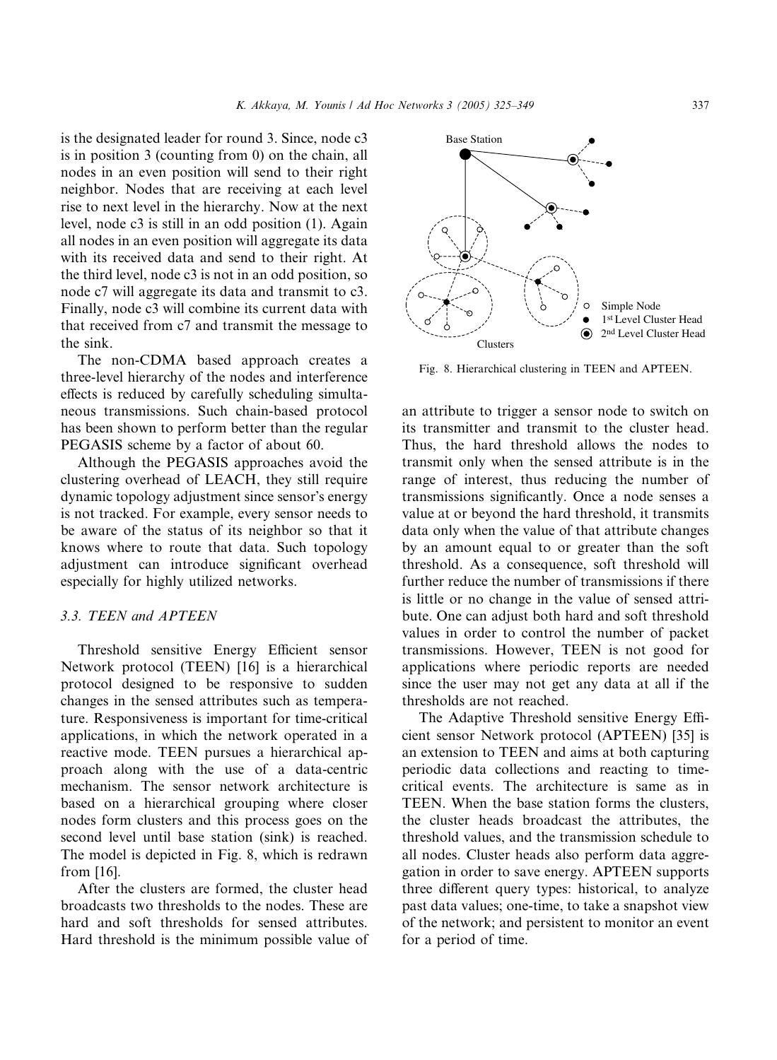is the designated leader for round 3. Since, node c3 is in position 3 (counting from 0) on the chain, all nodes in an even position will send to their right neighbor. Nodes that are receiving at each level rise to next level in the hierarchy. Now at the next level, node c3 is still in an odd position (1). Again all nodes in an even position will aggregate its data with its received data and send to their right. At the third level, node c3 is not in an odd position, so node c7 will aggregate its data and transmit to c3. Finally, node c3 will combine its current data with that received from c7 and transmit the message to the sink.

The non-CDMA based approach creates a three-level hierarchy of the nodes and interference effects is reduced by carefully scheduling simultaneous transmissions. Such chain-based protocol has been shown to perform better than the regular PEGASIS scheme by a factor of about 60.

Although the PEGASIS approaches avoid the clustering overhead of LEACH, they still require dynamic topology adjustment since sensor's energy is not tracked. For example, every sensor needs to be aware of the status of its neighbor so that it knows where to route that data. Such topology adjustment can introduce significant overhead especially for highly utilized networks.

### 3.3. TEEN and APTEEN

Threshold sensitive Energy Efficient sensor Network protocol (TEEN) [16] is a hierarchical protocol designed to be responsive to sudden changes in the sensed attributes such as temperature. Responsiveness is important for time-critical applications, in which the network operated in a reactive mode. TEEN pursues a hierarchical approach along with the use of a data-centric mechanism. The sensor network architecture is based on a hierarchical grouping where closer nodes form clusters and this process goes on the second level until base station (sink) is reached. The model is depicted in Fig. 8, which is redrawn from [16].

After the clusters are formed, the cluster head broadcasts two thresholds to the nodes. These are hard and soft thresholds for sensed attributes. Hard threshold is the minimum possible value of an attribute to trigger a sensor node to switch on its transmitter and transmit to the cluster head. Thus, the hard threshold allows the nodes to transmit only when the sensed attribute is in the range of interest, thus reducing the number of transmissions significantly. Once a node senses a value at or beyond the hard threshold, it transmits data only when the value of that attribute changes by an amount equal to or greater than the soft threshold. As a consequence, soft threshold will further reduce the number of transmissions if there is little or no change in the value of sensed attribute. One can adjust both hard and soft threshold values in order to control the number of packet transmissions. However, TEEN is not good for applications where periodic reports are needed since the user may not get any data at all if the thresholds are not reached.

Base Station

Simple Node

1st Level Cluster Head

2nd Level Cluster Head

Clusters

Fig. 8. Hierarchical clustering in TEEN and APTEEN.

The Adaptive Threshold sensitive Energy Efficient sensor Network protocol (APTEEN) [35] is an extension to TEEN and aims at both capturing periodic data collections and reacting to time-critical events. The architecture is same as in TEEN. When the base station forms the clusters, the cluster heads broadcast the attributes, the threshold values, and the transmission schedule to all nodes. Cluster heads also perform data aggregation in order to save energy. APTEEN supports three different query types: historical, to analyze past data values; one-time, to take a snapshot view of the network; and persistent to monitor an event for a period of time.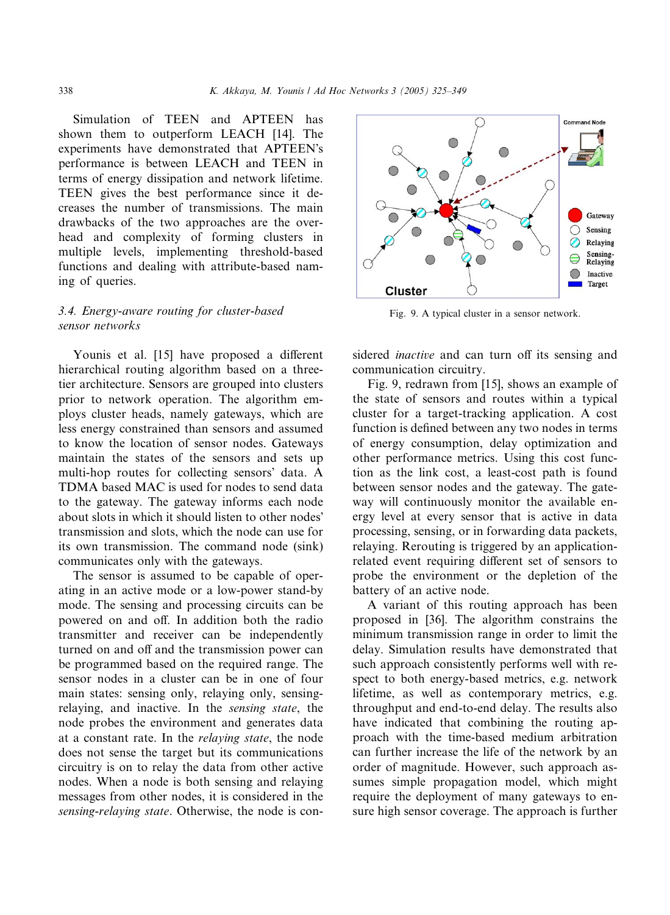Simulation of TEEN and APTEEN has shown them to outperform LEACH [14]. The experiments have demonstrated that APTEEN's performance is between LEACH and TEEN in terms of energy dissipation and network lifetime. TEEN gives the best performance since it decreases the number of transmissions. The main drawbacks of the two approaches are the overhead and complexity of forming clusters in multiple levels, implementing threshold-based functions and dealing with attribute-based naming of queries.

### 3.4. Energy-aware routing for cluster-based sensor networks

Younis et al. [15] have proposed a different hierarchical routing algorithm based on a three-tier architecture. Sensors are grouped into clusters prior to network operation. The algorithm employs cluster heads, namely gateways, which are less energy constrained than sensors and assumed to know the location of sensor nodes. Gateways maintain the states of the sensors and sets up multi-hop routes for collecting sensors' data. A TDMA based MAC is used for nodes to send data to the gateway. The gateway informs each node about slots in which it should listen to other nodes' transmission and slots, which the node can use for its own transmission. The command node (sink) communicates only with the gateways.

The sensor is assumed to be capable of operating in an active mode or a low-power stand-by mode. The sensing and processing circuits can be powered on and off. In addition both the radio transmitter and receiver can be independently turned on and off and the transmission power can be programmed based on the required range. The sensor nodes in a cluster can be in one of four main states: sensing only, relaying only, sensing-relaying, and inactive. In the *sensing state*, the node probes the environment and generates data at a constant rate. In the *relaying state*, the node does not sense the target but its communications circuitry is on to relay the data from other active nodes. When a node is both sensing and relaying messages from other nodes, it is considered in the *sensing-relaying state*. Otherwise, the node is considered *inactive* and can turn off its sensing and communication circuitry.

Command Node

Gateway
Sensing
Relaying
Sensing-Relaying
Inactive
Target

Cluster

Fig. 9. A typical cluster in a sensor network.

Fig. 9, redrawn from [15], shows an example of the state of sensors and routes within a typical cluster for a target-tracking application. A cost function is defined between any two nodes in terms of energy consumption, delay optimization and other performance metrics. Using this cost function as the link cost, a least-cost path is found between sensor nodes and the gateway. The gateway will continuously monitor the available energy level at every sensor that is active in data processing, sensing, or in forwarding data packets, relaying. Rerouting is triggered by an application-related event requiring different set of sensors to probe the environment or the depletion of the battery of an active node.

A variant of this routing approach has been proposed in [36]. The algorithm constrains the minimum transmission range in order to limit the delay. Simulation results have demonstrated that such approach consistently performs well with respect to both energy-based metrics, e.g. network lifetime, as well as contemporary metrics, e.g. throughput and end-to-end delay. The results also have indicated that combining the routing approach with the time-based medium arbitration can further increase the life of the network by an order of magnitude. However, such approach assumes simple propagation model, which might require the deployment of many gateways to ensure high sensor coverage. The approach is further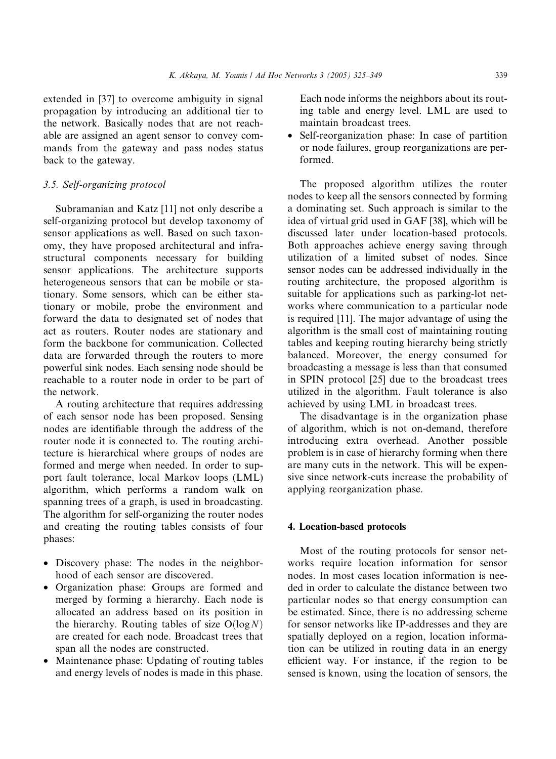extended in [37] to overcome ambiguity in signal propagation by introducing an additional tier to the network. Basically nodes that are not reachable are assigned an agent sensor to convey commands from the gateway and pass nodes status back to the gateway.

### 3.5. Self-organizing protocol

Subramanian and Katz [11] not only describe a self-organizing protocol but develop taxonomy of sensor applications as well. Based on such taxonomy, they have proposed architectural and infrastructural components necessary for building sensor applications. The architecture supports heterogeneous sensors that can be mobile or stationary. Some sensors, which can be either stationary or mobile, probe the environment and forward the data to designated set of nodes that act as routers. Router nodes are stationary and form the backbone for communication. Collected data are forwarded through the routers to more powerful sink nodes. Each sensing node should be reachable to a router node in order to be part of the network.

A routing architecture that requires addressing of each sensor node has been proposed. Sensing nodes are identifiable through the address of the router node it is connected to. The routing architecture is hierarchical where groups of nodes are formed and merge when needed. In order to support fault tolerance, local Markov loops (LML) algorithm, which performs a random walk on spanning trees of a graph, is used in broadcasting. The algorithm for self-organizing the router nodes and creating the routing tables consists of four phases:

- Discovery phase: The nodes in the neighborhood of each sensor are discovered.
- Organization phase: Groups are formed and merged by forming a hierarchy. Each node is allocated an address based on its position in the hierarchy. Routing tables of size $O(\log N)$ are created for each node. Broadcast trees that span all the nodes are constructed.
- Maintenance phase: Updating of routing tables and energy levels of nodes is made in this phase. Each node informs the neighbors about its routing table and energy level. LML are used to maintain broadcast trees.
- Self-reorganization phase: In case of partition or node failures, group reorganizations are performed.

The proposed algorithm utilizes the router nodes to keep all the sensors connected by forming a dominating set. Such approach is similar to the idea of virtual grid used in GAF [38], which will be discussed later under location-based protocols. Both approaches achieve energy saving through utilization of a limited subset of nodes. Since sensor nodes can be addressed individually in the routing architecture, the proposed algorithm is suitable for applications such as parking-lot networks where communication to a particular node is required [11]. The major advantage of using the algorithm is the small cost of maintaining routing tables and keeping routing hierarchy being strictly balanced. Moreover, the energy consumed for broadcasting a message is less than that consumed in SPIN protocol [25] due to the broadcast trees utilized in the algorithm. Fault tolerance is also achieved by using LML in broadcast trees.

The disadvantage is in the organization phase of algorithm, which is not on-demand, therefore introducing extra overhead. Another possible problem is in case of hierarchy forming when there are many cuts in the network. This will be expensive since network-cuts increase the probability of applying reorganization phase.

## 4. Location-based protocols

Most of the routing protocols for sensor networks require location information for sensor nodes. In most cases location information is needed in order to calculate the distance between two particular nodes so that energy consumption can be estimated. Since, there is no addressing scheme for sensor networks like IP-addresses and they are spatially deployed on a region, location information can be utilized in routing data in an energy efficient way. For instance, if the region to be sensed is known, using the location of sensors, the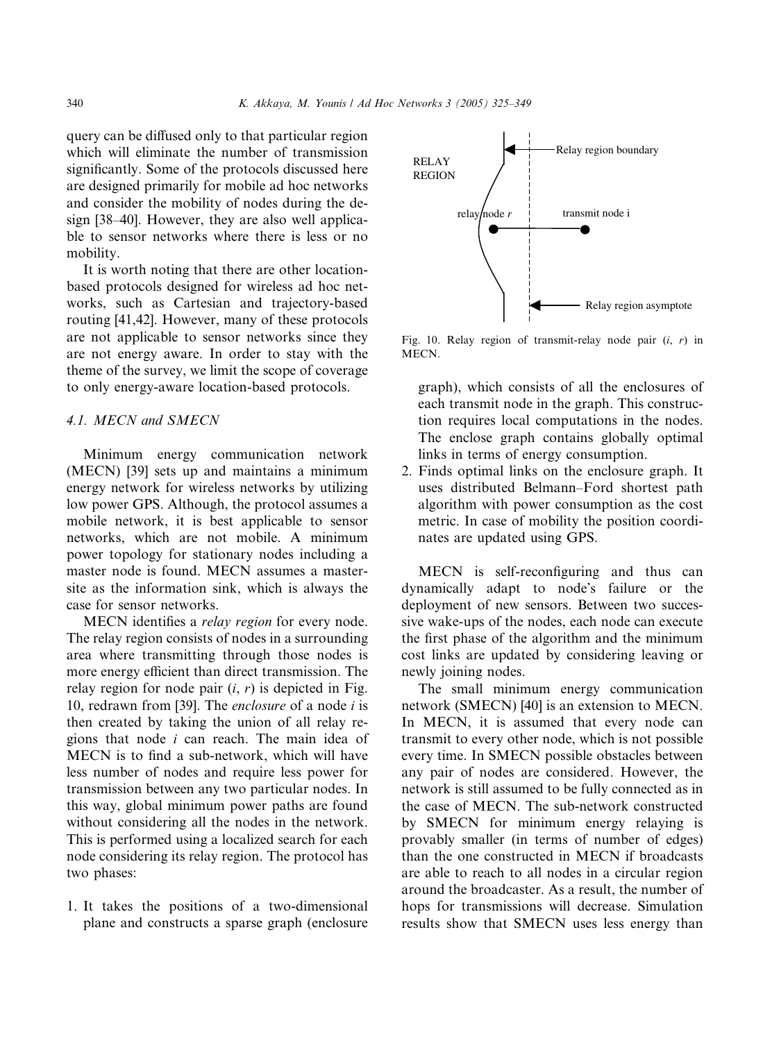query can be diffused only to that particular region which will eliminate the number of transmission significantly. Some of the protocols discussed here are designed primarily for mobile ad hoc networks and consider the mobility of nodes during the design [38–40]. However, they are also well applicable to sensor networks where there is less or no mobility.

It is worth noting that there are other location-based protocols designed for wireless ad hoc networks, such as Cartesian and trajectory-based routing [41,42]. However, many of these protocols are not applicable to sensor networks since they are not energy aware. In order to stay with the theme of the survey, we limit the scope of coverage to only energy-aware location-based protocols.

### 4.1. MECN and SMECN

Minimum energy communication network (MECN) [39] sets up and maintains a minimum energy network for wireless networks by utilizing low power GPS. Although, the protocol assumes a mobile network, it is best applicable to sensor networks, which are not mobile. A minimum power topology for stationary nodes including a master node is found. MECN assumes a master-site as the information sink, which is always the case for sensor networks.

MECN identifies a *relay region* for every node. The relay region consists of nodes in a surrounding area where transmitting through those nodes is more energy efficient than direct transmission. The relay region for node pair $(i, r)$ is depicted in Fig. 10, redrawn from [39]. The *enclosure* of a node $i$ is then created by taking the union of all relay regions that node $i$ can reach. The main idea of MECN is to find a sub-network, which will have less number of nodes and require less power for transmission between any two particular nodes. In this way, global minimum power paths are found without considering all the nodes in the network. This is performed using a localized search for each node considering its relay region. The protocol has two phases:

1. It takes the positions of a two-dimensional plane and constructs a sparse graph (enclosure graph), which consists of all the enclosures of each transmit node in the graph. This construction requires local computations in the nodes. The enclose graph contains globally optimal links in terms of energy consumption.
2. Finds optimal links on the enclosure graph. It uses distributed Belmann–Ford shortest path algorithm with power consumption as the cost metric. In case of mobility the position coordinates are updated using GPS.

Fig. 10. Relay region of transmit-relay node pair $(i, r)$ in MECN.

MECN is self-reconfiguring and thus can dynamically adapt to node's failure or the deployment of new sensors. Between two successive wake-ups of the nodes, each node can execute the first phase of the algorithm and the minimum cost links are updated by considering leaving or newly joining nodes.

The small minimum energy communication network (SMECN) [40] is an extension to MECN. In MECN, it is assumed that every node can transmit to every other node, which is not possible every time. In SMECN possible obstacles between any pair of nodes are considered. However, the network is still assumed to be fully connected as in the case of MECN. The sub-network constructed by SMECN for minimum energy relaying is provably smaller (in terms of number of edges) than the one constructed in MECN if broadcasts are able to reach to all nodes in a circular region around the broadcaster. As a result, the number of hops for transmissions will decrease. Simulation results show that SMECN uses less energy than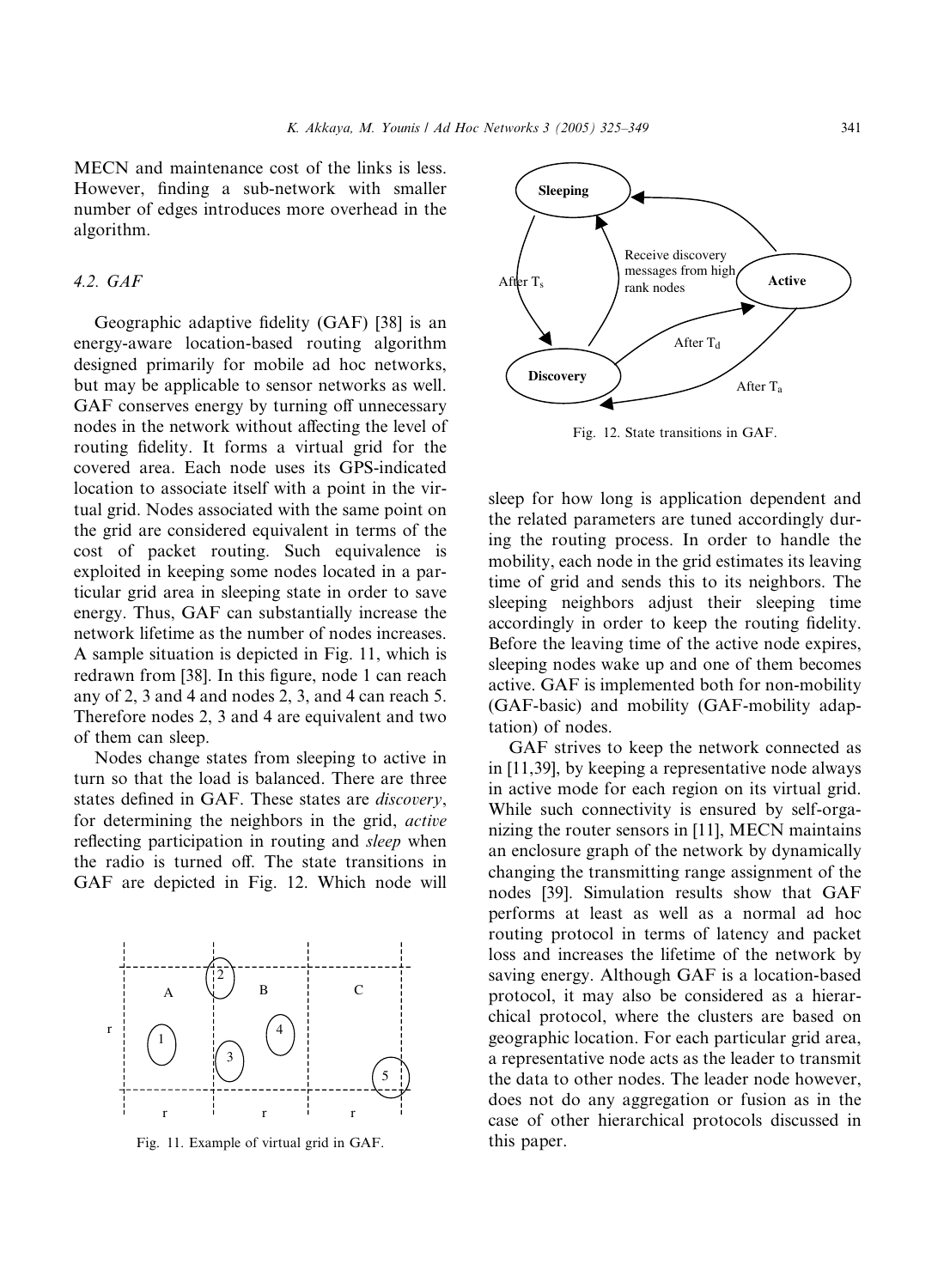MECN and maintenance cost of the links is less. However, finding a sub-network with smaller number of edges introduces more overhead in the algorithm.

### 4.2. GAF

Geographic adaptive fidelity (GAF) [38] is an energy-aware location-based routing algorithm designed primarily for mobile ad hoc networks, but may be applicable to sensor networks as well. GAF conserves energy by turning off unnecessary nodes in the network without affecting the level of routing fidelity. It forms a virtual grid for the covered area. Each node uses its GPS-indicated location to associate itself with a point in the virtual grid. Nodes associated with the same point on the grid are considered equivalent in terms of the cost of packet routing. Such equivalence is exploited in keeping some nodes located in a particular grid area in sleeping state in order to save energy. Thus, GAF can substantially increase the network lifetime as the number of nodes increases. A sample situation is depicted in Fig. 11, which is redrawn from [38]. In this figure, node 1 can reach any of 2, 3 and 4 and nodes 2, 3, and 4 can reach 5. Therefore nodes 2, 3 and 4 are equivalent and two of them can sleep.

Nodes change states from sleeping to active in turn so that the load is balanced. There are three states defined in GAF. These states are *discovery*, for determining the neighbors in the grid, *active* reflecting participation in routing and *sleep* when the radio is turned off. The state transitions in GAF are depicted in Fig. 12. Which node will sleep for how long is application dependent and the related parameters are tuned accordingly during the routing process. In order to handle the mobility, each node in the grid estimates its leaving time of grid and sends this to its neighbors. The sleeping neighbors adjust their sleeping time accordingly in order to keep the routing fidelity. Before the leaving time of the active node expires, sleeping nodes wake up and one of them becomes active. GAF is implemented both for non-mobility (GAF-basic) and mobility (GAF-mobility adaptation) of nodes.

A
B
C
r
1
2
3
4
5
r
r
r

Fig. 11. Example of virtual grid in GAF.

Sleeping
Active
Discovery
After $T_s$
Receive discovery messages from high rank nodes
After $T_d$
After $T_a$

Fig. 12. State transitions in GAF.

GAF strives to keep the network connected as in [11,39], by keeping a representative node always in active mode for each region on its virtual grid. While such connectivity is ensured by self-organizing the router sensors in [11], MECN maintains an enclosure graph of the network by dynamically changing the transmitting range assignment of the nodes [39]. Simulation results show that GAF performs at least as well as a normal ad hoc routing protocol in terms of latency and packet loss and increases the lifetime of the network by saving energy. Although GAF is a location-based protocol, it may also be considered as a hierarchical protocol, where the clusters are based on geographic location. For each particular grid area, a representative node acts as the leader to transmit the data to other nodes. The leader node however, does not do any aggregation or fusion as in the case of other hierarchical protocols discussed in this paper.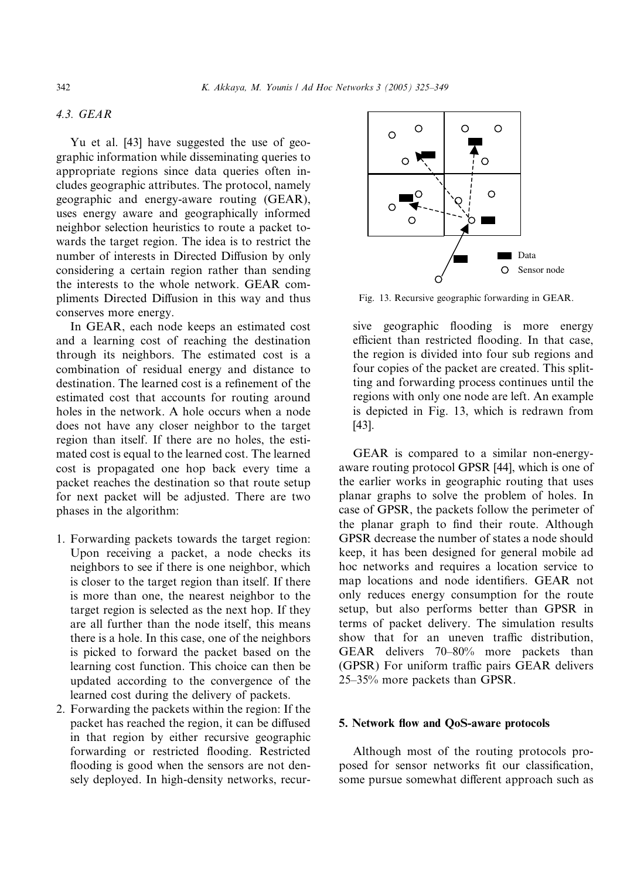### 4.3. GEAR

Yu et al. [43] have suggested the use of geographic information while disseminating queries to appropriate regions since data queries often includes geographic attributes. The protocol, namely geographic and energy-aware routing (GEAR), uses energy aware and geographically informed neighbor selection heuristics to route a packet towards the target region. The idea is to restrict the number of interests in Directed Diffusion by only considering a certain region rather than sending the interests to the whole network. GEAR compliments Directed Diffusion in this way and thus conserves more energy.

In GEAR, each node keeps an estimated cost and a learning cost of reaching the destination through its neighbors. The estimated cost is a combination of residual energy and distance to destination. The learned cost is a refinement of the estimated cost that accounts for routing around holes in the network. A hole occurs when a node does not have any closer neighbor to the target region than itself. If there are no holes, the estimated cost is equal to the learned cost. The learned cost is propagated one hop back every time a packet reaches the destination so that route setup for next packet will be adjusted. There are two phases in the algorithm:

1. Forwarding packets towards the target region: Upon receiving a packet, a node checks its neighbors to see if there is one neighbor, which is closer to the target region than itself. If there is more than one, the nearest neighbor to the target region is selected as the next hop. If they are all further than the node itself, this means there is a hole. In this case, one of the neighbors is picked to forward the packet based on the learning cost function. This choice can then be updated according to the convergence of the learned cost during the delivery of packets.
2. Forwarding the packets within the region: If the packet has reached the region, it can be diffused in that region by either recursive geographic forwarding or restricted flooding. Restricted flooding is good when the sensors are not densely deployed. In high-density networks, recursive geographic flooding is more energy efficient than restricted flooding. In that case, the region is divided into four sub regions and four copies of the packet are created. This splitting and forwarding process continues until the regions with only one node are left. An example is depicted in Fig. 13, which is redrawn from [43].

Data
Sensor node

Fig. 13. Recursive geographic forwarding in GEAR.

GEAR is compared to a similar non-energy-aware routing protocol GPSR [44], which is one of the earlier works in geographic routing that uses planar graphs to solve the problem of holes. In case of GPSR, the packets follow the perimeter of the planar graph to find their route. Although GPSR decrease the number of states a node should keep, it has been designed for general mobile ad hoc networks and requires a location service to map locations and node identifiers. GEAR not only reduces energy consumption for the route setup, but also performs better than GPSR in terms of packet delivery. The simulation results show that for an uneven traffic distribution, GEAR delivers 70–80% more packets than (GPSR) For uniform traffic pairs GEAR delivers 25–35% more packets than GPSR.

## 5. Network flow and QoS-aware protocols

Although most of the routing protocols proposed for sensor networks fit our classification, some pursue somewhat different approach such as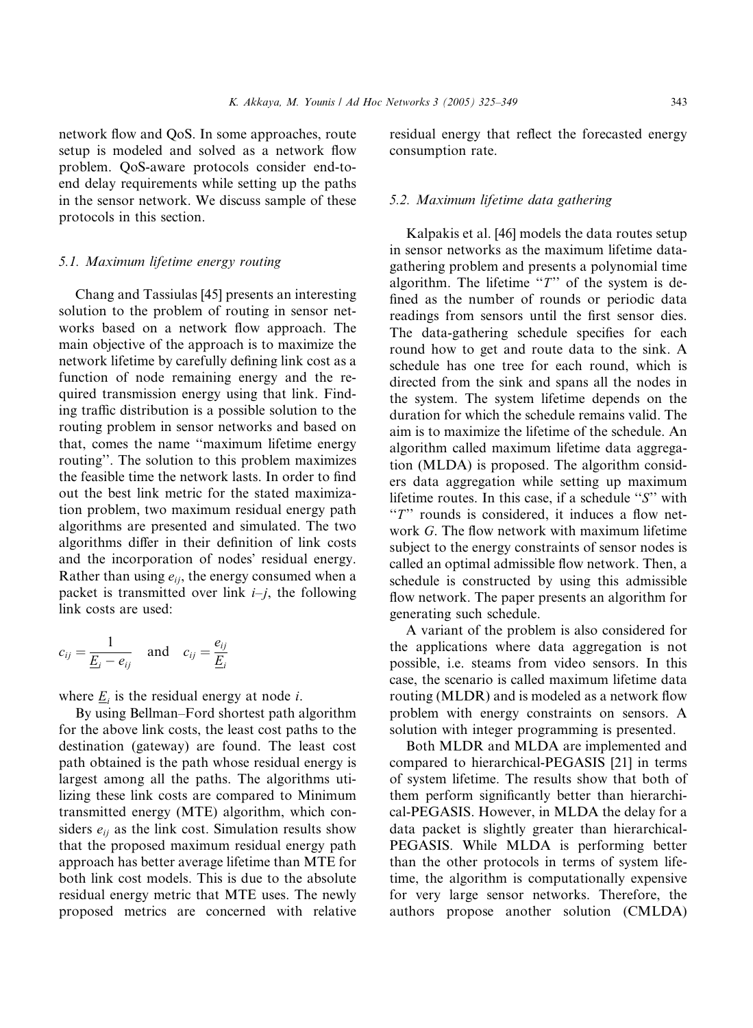network flow and QoS. In some approaches, route setup is modeled and solved as a network flow problem. QoS-aware protocols consider end-to-end delay requirements while setting up the paths in the sensor network. We discuss sample of these protocols in this section.

### 5.1. Maximum lifetime energy routing

Chang and Tassiulas [45] presents an interesting solution to the problem of routing in sensor networks based on a network flow approach. The main objective of the approach is to maximize the network lifetime by carefully defining link cost as a function of node remaining energy and the required transmission energy using that link. Finding traffic distribution is a possible solution to the routing problem in sensor networks and based on that, comes the name "maximum lifetime energy routing". The solution to this problem maximizes the feasible time the network lasts. In order to find out the best link metric for the stated maximization problem, two maximum residual energy path algorithms are presented and simulated. The two algorithms differ in their definition of link costs and the incorporation of nodes' residual energy. Rather than using $e_{ij}$, the energy consumed when a packet is transmitted over link $i$–$j$, the following link costs are used:

$$c_{ij} = \frac{1}{\underline{E}_i - e_{ij}} \quad \text{and} \quad c_{ij} = \frac{e_{ij}}{\underline{E}_i}$$

where $\underline{E}_i$ is the residual energy at node $i$.

By using Bellman–Ford shortest path algorithm for the above link costs, the least cost paths to the destination (gateway) are found. The least cost path obtained is the path whose residual energy is largest among all the paths. The algorithms utilizing these link costs are compared to Minimum transmitted energy (MTE) algorithm, which considers $e_{ij}$ as the link cost. Simulation results show that the proposed maximum residual energy path approach has better average lifetime than MTE for both link cost models. This is due to the absolute residual energy metric that MTE uses. The newly proposed metrics are concerned with relative residual energy that reflect the forecasted energy consumption rate.

### 5.2. Maximum lifetime data gathering

Kalpakis et al. [46] models the data routes setup in sensor networks as the maximum lifetime data-gathering problem and presents a polynomial time algorithm. The lifetime "$T$" of the system is defined as the number of rounds or periodic data readings from sensors until the first sensor dies. The data-gathering schedule specifies for each round how to get and route data to the sink. A schedule has one tree for each round, which is directed from the sink and spans all the nodes in the system. The system lifetime depends on the duration for which the schedule remains valid. The aim is to maximize the lifetime of the schedule. An algorithm called maximum lifetime data aggregation (MLDA) is proposed. The algorithm considers data aggregation while setting up maximum lifetime routes. In this case, if a schedule "$S$" with "$T$" rounds is considered, it induces a flow network $G$. The flow network with maximum lifetime subject to the energy constraints of sensor nodes is called an optimal admissible flow network. Then, a schedule is constructed by using this admissible flow network. The paper presents an algorithm for generating such schedule.

A variant of the problem is also considered for the applications where data aggregation is not possible, i.e. steams from video sensors. In this case, the scenario is called maximum lifetime data routing (MLDR) and is modeled as a network flow problem with energy constraints on sensors. A solution with integer programming is presented.

Both MLDR and MLDA are implemented and compared to hierarchical-PEGASIS [21] in terms of system lifetime. The results show that both of them perform significantly better than hierarchical-PEGASIS. However, in MLDA the delay for a data packet is slightly greater than hierarchical-PEGASIS. While MLDA is performing better than the other protocols in terms of system lifetime, the algorithm is computationally expensive for very large sensor networks. Therefore, the authors propose another solution (CMLDA)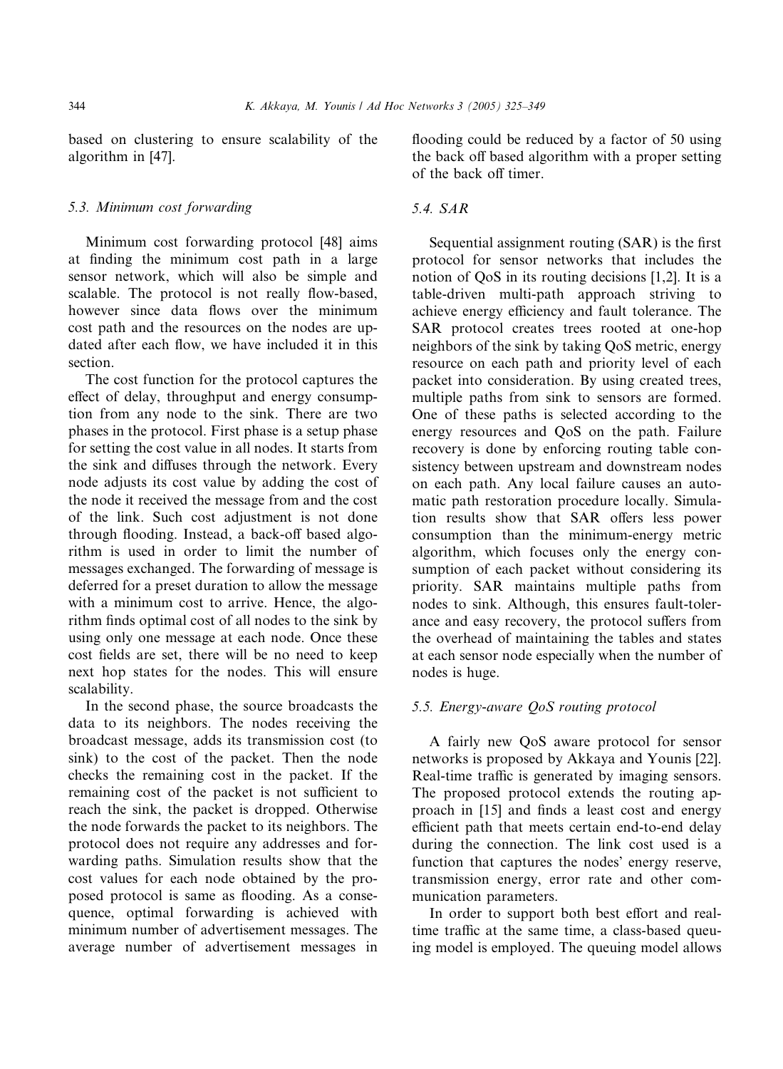based on clustering to ensure scalability of the algorithm in [47].

### 5.3. Minimum cost forwarding

Minimum cost forwarding protocol [48] aims at finding the minimum cost path in a large sensor network, which will also be simple and scalable. The protocol is not really flow-based, however since data flows over the minimum cost path and the resources on the nodes are updated after each flow, we have included it in this section.

The cost function for the protocol captures the effect of delay, throughput and energy consumption from any node to the sink. There are two phases in the protocol. First phase is a setup phase for setting the cost value in all nodes. It starts from the sink and diffuses through the network. Every node adjusts its cost value by adding the cost of the node it received the message from and the cost of the link. Such cost adjustment is not done through flooding. Instead, a back-off based algorithm is used in order to limit the number of messages exchanged. The forwarding of message is deferred for a preset duration to allow the message with a minimum cost to arrive. Hence, the algorithm finds optimal cost of all nodes to the sink by using only one message at each node. Once these cost fields are set, there will be no need to keep next hop states for the nodes. This will ensure scalability.

In the second phase, the source broadcasts the data to its neighbors. The nodes receiving the broadcast message, adds its transmission cost (to sink) to the cost of the packet. Then the node checks the remaining cost in the packet. If the remaining cost of the packet is not sufficient to reach the sink, the packet is dropped. Otherwise the node forwards the packet to its neighbors. The protocol does not require any addresses and forwarding paths. Simulation results show that the cost values for each node obtained by the proposed protocol is same as flooding. As a consequence, optimal forwarding is achieved with minimum number of advertisement messages. The average number of advertisement messages in flooding could be reduced by a factor of 50 using the back off based algorithm with a proper setting of the back off timer.

### 5.4. SAR

Sequential assignment routing (SAR) is the first protocol for sensor networks that includes the notion of QoS in its routing decisions [1,2]. It is a table-driven multi-path approach striving to achieve energy efficiency and fault tolerance. The SAR protocol creates trees rooted at one-hop neighbors of the sink by taking QoS metric, energy resource on each path and priority level of each packet into consideration. By using created trees, multiple paths from sink to sensors are formed. One of these paths is selected according to the energy resources and QoS on the path. Failure recovery is done by enforcing routing table consistency between upstream and downstream nodes on each path. Any local failure causes an automatic path restoration procedure locally. Simulation results show that SAR offers less power consumption than the minimum-energy metric algorithm, which focuses only the energy consumption of each packet without considering its priority. SAR maintains multiple paths from nodes to sink. Although, this ensures fault-tolerance and easy recovery, the protocol suffers from the overhead of maintaining the tables and states at each sensor node especially when the number of nodes is huge.

### 5.5. Energy-aware QoS routing protocol

A fairly new QoS aware protocol for sensor networks is proposed by Akkaya and Younis [22]. Real-time traffic is generated by imaging sensors. The proposed protocol extends the routing approach in [15] and finds a least cost and energy efficient path that meets certain end-to-end delay during the connection. The link cost used is a function that captures the nodes' energy reserve, transmission energy, error rate and other communication parameters.

In order to support both best effort and real-time traffic at the same time, a class-based queuing model is employed. The queuing model allows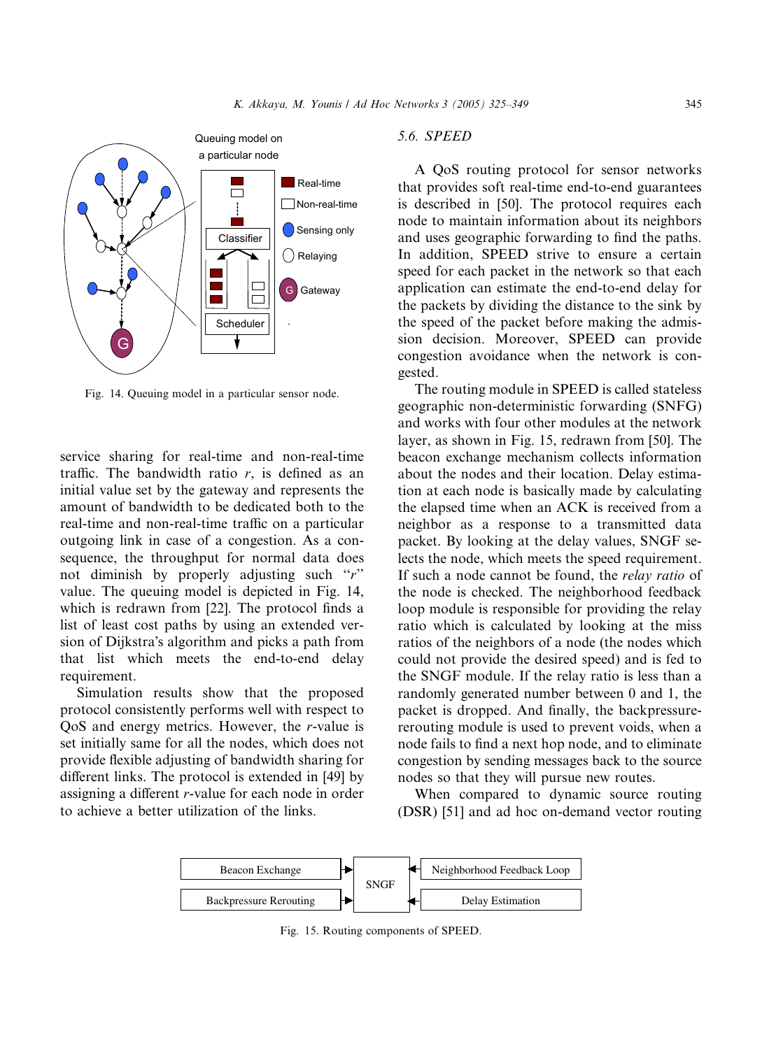Queuing model on a particular node

Real-time
Non-real-time
Sensing only
Relaying
Gateway

Classifier
Scheduler

G

Fig. 14. Queuing model in a particular sensor node.

service sharing for real-time and non-real-time traffic. The bandwidth ratio $r$, is defined as an initial value set by the gateway and represents the amount of bandwidth to be dedicated both to the real-time and non-real-time traffic on a particular outgoing link in case of a congestion. As a consequence, the throughput for normal data does not diminish by properly adjusting such "$r$" value. The queuing model is depicted in Fig. 14, which is redrawn from [22]. The protocol finds a list of least cost paths by using an extended version of Dijkstra's algorithm and picks a path from that list which meets the end-to-end delay requirement.

Simulation results show that the proposed protocol consistently performs well with respect to QoS and energy metrics. However, the $r$-value is set initially same for all the nodes, which does not provide flexible adjusting of bandwidth sharing for different links. The protocol is extended in [49] by assigning a different $r$-value for each node in order to achieve a better utilization of the links.

### 5.6. SPEED

A QoS routing protocol for sensor networks that provides soft real-time end-to-end guarantees is described in [50]. The protocol requires each node to maintain information about its neighbors and uses geographic forwarding to find the paths. In addition, SPEED strive to ensure a certain speed for each packet in the network so that each application can estimate the end-to-end delay for the packets by dividing the distance to the sink by the speed of the packet before making the admission decision. Moreover, SPEED can provide congestion avoidance when the network is congested.

The routing module in SPEED is called stateless geographic non-deterministic forwarding (SNFG) and works with four other modules at the network layer, as shown in Fig. 15, redrawn from [50]. The beacon exchange mechanism collects information about the nodes and their location. Delay estimation at each node is basically made by calculating the elapsed time when an ACK is received from a neighbor as a response to a transmitted data packet. By looking at the delay values, SNGF selects the node, which meets the speed requirement. If such a node cannot be found, the *relay ratio* of the node is checked. The neighborhood feedback loop module is responsible for providing the relay ratio which is calculated by looking at the miss ratios of the neighbors of a node (the nodes which could not provide the desired speed) and is fed to the SNGF module. If the relay ratio is less than a randomly generated number between 0 and 1, the packet is dropped. And finally, the backpressure-rerouting module is used to prevent voids, when a node fails to find a next hop node, and to eliminate congestion by sending messages back to the source nodes so that they will pursue new routes.

When compared to dynamic source routing (DSR) [51] and ad hoc on-demand vector routing

Beacon Exchange
Backpressure Rerouting
SNGF
Neighborhood Feedback Loop
Delay Estimation

Fig. 15. Routing components of SPEED.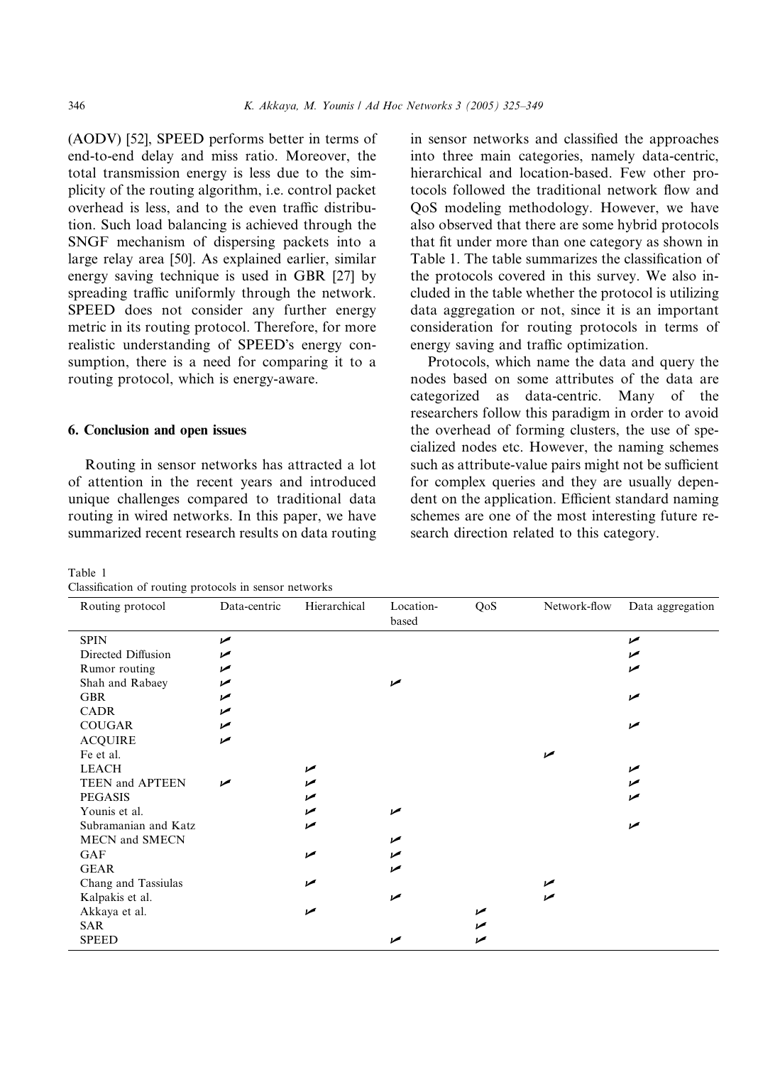(AODV) [52], SPEED performs better in terms of end-to-end delay and miss ratio. Moreover, the total transmission energy is less due to the simplicity of the routing algorithm, i.e. control packet overhead is less, and to the even traffic distribution. Such load balancing is achieved through the SNGF mechanism of dispersing packets into a large relay area [50]. As explained earlier, similar energy saving technique is used in GBR [27] by spreading traffic uniformly through the network. SPEED does not consider any further energy metric in its routing protocol. Therefore, for more realistic understanding of SPEED's energy consumption, there is a need for comparing it to a routing protocol, which is energy-aware.

## 6. Conclusion and open issues

Routing in sensor networks has attracted a lot of attention in the recent years and introduced unique challenges compared to traditional data routing in wired networks. In this paper, we have summarized recent research results on data routing in sensor networks and classified the approaches into three main categories, namely data-centric, hierarchical and location-based. Few other protocols followed the traditional network flow and QoS modeling methodology. However, we have also observed that there are some hybrid protocols that fit under more than one category as shown in Table 1. The table summarizes the classification of the protocols covered in this survey. We also included in the table whether the protocol is utilizing data aggregation or not, since it is an important consideration for routing protocols in terms of energy saving and traffic optimization.

Protocols, which name the data and query the nodes based on some attributes of the data are categorized as data-centric. Many of the researchers follow this paradigm in order to avoid the overhead of forming clusters, the use of specialized nodes etc. However, the naming schemes such as attribute-value pairs might not be sufficient for complex queries and they are usually dependent on the application. Efficient standard naming schemes are one of the most interesting future research direction related to this category.

Table 1
Classification of routing protocols in sensor networks

| Routing protocol | Data-centric | Hierarchical | Location-based | QoS | Network-flow | Data aggregation |
|---|---|---|---|---|---|---|
| SPIN | ✓ | | | | | ✓ |
| Directed Diffusion | ✓ | | | | | ✓ |
| Rumor routing | ✓ | | | | | ✓ |
| Shah and Rabaey | ✓ | | ✓ | | | |
| GBR | ✓ | | | | | ✓ |
| CADR | ✓ | | | | | |
| COUGAR | ✓ | | | | | ✓ |
| ACQUIRE | ✓ | | | | | |
| Fe et al. | | | | | ✓ | |
| LEACH | | ✓ | | | | ✓ |
| TEEN and APTEEN | ✓ | ✓ | | | | ✓ |
| PEGASIS | | ✓ | | | | ✓ |
| Younis et al. | | ✓ | ✓ | | | |
| Subramanian and Katz | | ✓ | | | | ✓ |
| MECN and SMECN | | | ✓ | | | |
| GAF | | ✓ | ✓ | | | |
| GEAR | | | ✓ | | | |
| Chang and Tassiulas | | ✓ | | | ✓ | |
| Kalpakis et al. | | | ✓ | | ✓ | |
| Akkaya et al. | | ✓ | | ✓ | | |
| SAR | | | | ✓ | | |
| SPEED | | | ✓ | ✓ | | |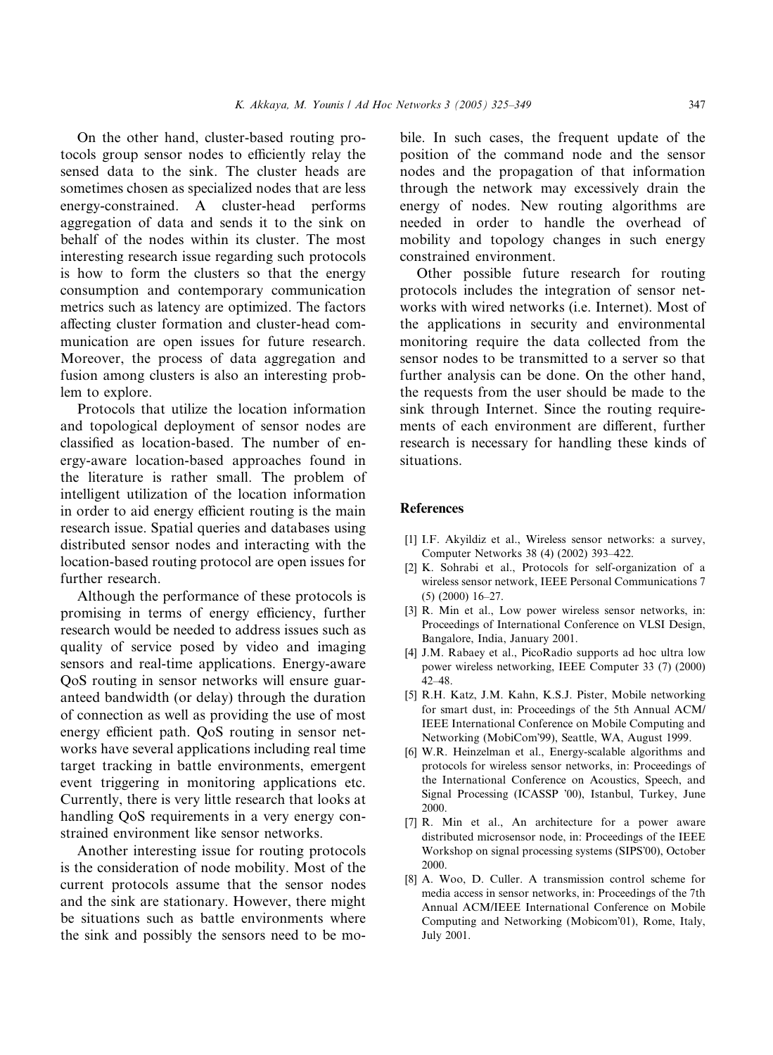On the other hand, cluster-based routing protocols group sensor nodes to efficiently relay the sensed data to the sink. The cluster heads are sometimes chosen as specialized nodes that are less energy-constrained. A cluster-head performs aggregation of data and sends it to the sink on behalf of the nodes within its cluster. The most interesting research issue regarding such protocols is how to form the clusters so that the energy consumption and contemporary communication metrics such as latency are optimized. The factors affecting cluster formation and cluster-head communication are open issues for future research. Moreover, the process of data aggregation and fusion among clusters is also an interesting problem to explore.

Protocols that utilize the location information and topological deployment of sensor nodes are classified as location-based. The number of energy-aware location-based approaches found in the literature is rather small. The problem of intelligent utilization of the location information in order to aid energy efficient routing is the main research issue. Spatial queries and databases using distributed sensor nodes and interacting with the location-based routing protocol are open issues for further research.

Although the performance of these protocols is promising in terms of energy efficiency, further research would be needed to address issues such as quality of service posed by video and imaging sensors and real-time applications. Energy-aware QoS routing in sensor networks will ensure guaranteed bandwidth (or delay) through the duration of connection as well as providing the use of most energy efficient path. QoS routing in sensor networks have several applications including real time target tracking in battle environments, emergent event triggering in monitoring applications etc. Currently, there is very little research that looks at handling QoS requirements in a very energy constrained environment like sensor networks.

Another interesting issue for routing protocols is the consideration of node mobility. Most of the current protocols assume that the sensor nodes and the sink are stationary. However, there might be situations such as battle environments where the sink and possibly the sensors need to be mobile. In such cases, the frequent update of the position of the command node and the sensor nodes and the propagation of that information through the network may excessively drain the energy of nodes. New routing algorithms are needed in order to handle the overhead of mobility and topology changes in such energy constrained environment.

Other possible future research for routing protocols includes the integration of sensor networks with wired networks (i.e. Internet). Most of the applications in security and environmental monitoring require the data collected from the sensor nodes to be transmitted to a server so that further analysis can be done. On the other hand, the requests from the user should be made to the sink through Internet. Since the routing requirements of each environment are different, further research is necessary for handling these kinds of situations.

## References

[1] I.F. Akyildiz et al., Wireless sensor networks: a survey, Computer Networks 38 (4) (2002) 393–422.

[2] K. Sohrabi et al., Protocols for self-organization of a wireless sensor network, IEEE Personal Communications 7 (5) (2000) 16–27.

[3] R. Min et al., Low power wireless sensor networks, in: Proceedings of International Conference on VLSI Design, Bangalore, India, January 2001.

[4] J.M. Rabaey et al., PicoRadio supports ad hoc ultra low power wireless networking, IEEE Computer 33 (7) (2000) 42–48.

[5] R.H. Katz, J.M. Kahn, K.S.J. Pister, Mobile networking for smart dust, in: Proceedings of the 5th Annual ACM/IEEE International Conference on Mobile Computing and Networking (MobiCom'99), Seattle, WA, August 1999.

[6] W.R. Heinzelman et al., Energy-scalable algorithms and protocols for wireless sensor networks, in: Proceedings of the International Conference on Acoustics, Speech, and Signal Processing (ICASSP '00), Istanbul, Turkey, June 2000.

[7] R. Min et al., An architecture for a power aware distributed microsensor node, in: Proceedings of the IEEE Workshop on signal processing systems (SIPS'00), October 2000.

[8] A. Woo, D. Culler. A transmission control scheme for media access in sensor networks, in: Proceedings of the 7th Annual ACM/IEEE International Conference on Mobile Computing and Networking (Mobicom'01), Rome, Italy, July 2001.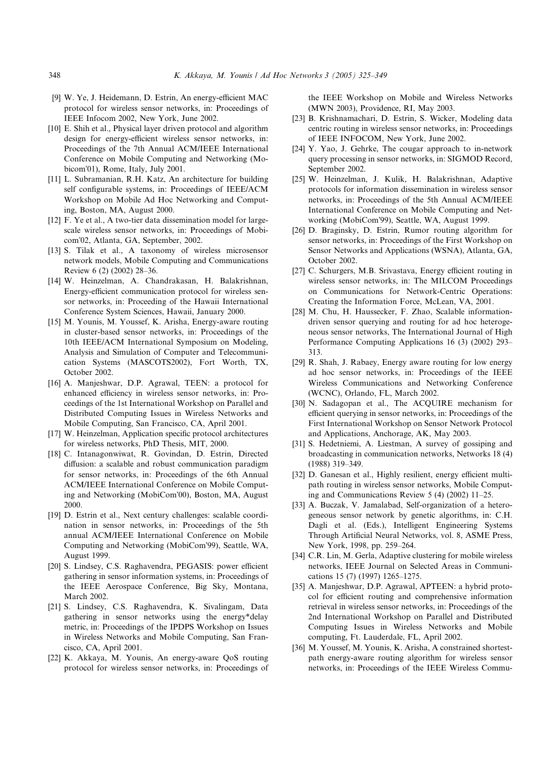[9] W. Ye, J. Heidemann, D. Estrin, An energy-efficient MAC protocol for wireless sensor networks, in: Proceedings of IEEE Infocom 2002, New York, June 2002.

[10] E. Shih et al., Physical layer driven protocol and algorithm design for energy-efficient wireless sensor networks, in: Proceedings of the 7th Annual ACM/IEEE International Conference on Mobile Computing and Networking (Mobicom'01), Rome, Italy, July 2001.

[11] L. Subramanian, R.H. Katz, An architecture for building self configurable systems, in: Proceedings of IEEE/ACM Workshop on Mobile Ad Hoc Networking and Computing, Boston, MA, August 2000.

[12] F. Ye et al., A two-tier data dissemination model for large-scale wireless sensor networks, in: Proceedings of Mobicom'02, Atlanta, GA, September, 2002.

[13] S. Tilak et al., A taxonomy of wireless microsensor network models, Mobile Computing and Communications Review 6 (2) (2002) 28–36.

[14] W. Heinzelman, A. Chandrakasan, H. Balakrishnan, Energy-efficient communication protocol for wireless sensor networks, in: Proceeding of the Hawaii International Conference System Sciences, Hawaii, January 2000.

[15] M. Younis, M. Youssef, K. Arisha, Energy-aware routing in cluster-based sensor networks, in: Proceedings of the 10th IEEE/ACM International Symposium on Modeling, Analysis and Simulation of Computer and Telecommunication Systems (MASCOTS2002), Fort Worth, TX, October 2002.

[16] A. Manjeshwar, D.P. Agrawal, TEEN: a protocol for enhanced efficiency in wireless sensor networks, in: Proceedings of the 1st International Workshop on Parallel and Distributed Computing Issues in Wireless Networks and Mobile Computing, San Francisco, CA, April 2001.

[17] W. Heinzelman, Application specific protocol architectures for wireless networks, PhD Thesis, MIT, 2000.

[18] C. Intanagonwiwat, R. Govindan, D. Estrin, Directed diffusion: a scalable and robust communication paradigm for sensor networks, in: Proceedings of the 6th Annual ACM/IEEE International Conference on Mobile Computing and Networking (MobiCom'00), Boston, MA, August 2000.

[19] D. Estrin et al., Next century challenges: scalable coordination in sensor networks, in: Proceedings of the 5th annual ACM/IEEE International Conference on Mobile Computing and Networking (MobiCom'99), Seattle, WA, August 1999.

[20] S. Lindsey, C.S. Raghavendra, PEGASIS: power efficient gathering in sensor information systems, in: Proceedings of the IEEE Aerospace Conference, Big Sky, Montana, March 2002.

[21] S. Lindsey, C.S. Raghavendra, K. Sivalingam, Data gathering in sensor networks using the energy*delay metric, in: Proceedings of the IPDPS Workshop on Issues in Wireless Networks and Mobile Computing, San Francisco, CA, April 2001.

[22] K. Akkaya, M. Younis, An energy-aware QoS routing protocol for wireless sensor networks, in: Proceedings of the IEEE Workshop on Mobile and Wireless Networks (MWN 2003), Providence, RI, May 2003.

[23] B. Krishnamachari, D. Estrin, S. Wicker, Modeling data centric routing in wireless sensor networks, in: Proceedings of IEEE INFOCOM, New York, June 2002.

[24] Y. Yao, J. Gehrke, The cougar approach to in-network query processing in sensor networks, in: SIGMOD Record, September 2002.

[25] W. Heinzelman, J. Kulik, H. Balakrishnan, Adaptive protocols for information dissemination in wireless sensor networks, in: Proceedings of the 5th Annual ACM/IEEE International Conference on Mobile Computing and Networking (MobiCom'99), Seattle, WA, August 1999.

[26] D. Braginsky, D. Estrin, Rumor routing algorithm for sensor networks, in: Proceedings of the First Workshop on Sensor Networks and Applications (WSNA), Atlanta, GA, October 2002.

[27] C. Schurgers, M.B. Srivastava, Energy efficient routing in wireless sensor networks, in: The MILCOM Proceedings on Communications for Network-Centric Operations: Creating the Information Force, McLean, VA, 2001.

[28] M. Chu, H. Haussecker, F. Zhao, Scalable information-driven sensor querying and routing for ad hoc heterogeneous sensor networks, The International Journal of High Performance Computing Applications 16 (3) (2002) 293–313.

[29] R. Shah, J. Rabaey, Energy aware routing for low energy ad hoc sensor networks, in: Proceedings of the IEEE Wireless Communications and Networking Conference (WCNC), Orlando, FL, March 2002.

[30] N. Sadagopan et al., The ACQUIRE mechanism for efficient querying in sensor networks, in: Proceedings of the First International Workshop on Sensor Network Protocol and Applications, Anchorage, AK, May 2003.

[31] S. Hedetniemi, A. Liestman, A survey of gossiping and broadcasting in communication networks, Networks 18 (4) (1988) 319–349.

[32] D. Ganesan et al., Highly resilient, energy efficient multipath routing in wireless sensor networks, Mobile Computing and Communications Review 5 (4) (2002) 11–25.

[33] A. Buczak, V. Jamalabad, Self-organization of a heterogeneous sensor network by genetic algorithms, in: C.H. Dagli et al. (Eds.), Intelligent Engineering Systems Through Artificial Neural Networks, vol. 8, ASME Press, New York, 1998, pp. 259–264.

[34] C.R. Lin, M. Gerla, Adaptive clustering for mobile wireless networks, IEEE Journal on Selected Areas in Communications 15 (7) (1997) 1265–1275.

[35] A. Manjeshwar, D.P. Agrawal, APTEEN: a hybrid protocol for efficient routing and comprehensive information retrieval in wireless sensor networks, in: Proceedings of the 2nd International Workshop on Parallel and Distributed Computing Issues in Wireless Networks and Mobile computing, Ft. Lauderdale, FL, April 2002.

[36] M. Youssef, M. Younis, K. Arisha, A constrained shortest-path energy-aware routing algorithm for wireless sensor networks, in: Proceedings of the IEEE Wireless Commu-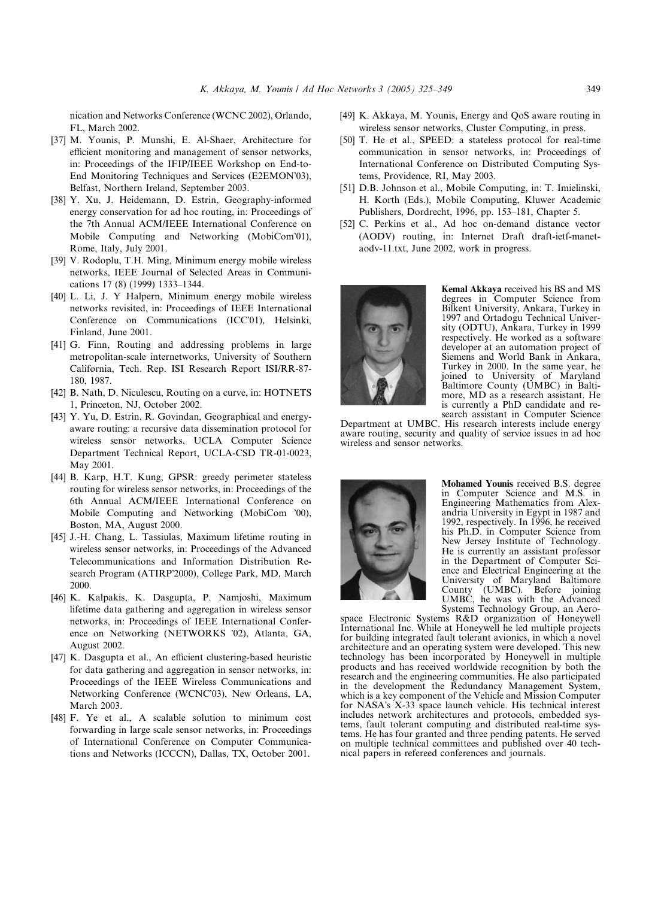nication and Networks Conference (WCNC 2002), Orlando, FL, March 2002.

[37] M. Younis, P. Munshi, E. Al-Shaer, Architecture for efficient monitoring and management of sensor networks, in: Proceedings of the IFIP/IEEE Workshop on End-to-End Monitoring Techniques and Services (E2EMON'03), Belfast, Northern Ireland, September 2003.

[38] Y. Xu, J. Heidemann, D. Estrin, Geography-informed energy conservation for ad hoc routing, in: Proceedings of the 7th Annual ACM/IEEE International Conference on Mobile Computing and Networking (MobiCom'01), Rome, Italy, July 2001.

[39] V. Rodoplu, T.H. Ming, Minimum energy mobile wireless networks, IEEE Journal of Selected Areas in Communications 17 (8) (1999) 1333–1344.

[40] L. Li, J. Y Halpern, Minimum energy mobile wireless networks revisited, in: Proceedings of IEEE International Conference on Communications (ICC'01), Helsinki, Finland, June 2001.

[41] G. Finn, Routing and addressing problems in large metropolitan-scale internetworks, University of Southern California, Tech. Rep. ISI Research Report ISI/RR-87-180, 1987.

[42] B. Nath, D. Niculescu, Routing on a curve, in: HOTNETS 1, Princeton, NJ, October 2002.

[43] Y. Yu, D. Estrin, R. Govindan, Geographical and energy-aware routing: a recursive data dissemination protocol for wireless sensor networks, UCLA Computer Science Department Technical Report, UCLA-CSD TR-01-0023, May 2001.

[44] B. Karp, H.T. Kung, GPSR: greedy perimeter stateless routing for wireless sensor networks, in: Proceedings of the 6th Annual ACM/IEEE International Conference on Mobile Computing and Networking (MobiCom '00), Boston, MA, August 2000.

[45] J.-H. Chang, L. Tassiulas, Maximum lifetime routing in wireless sensor networks, in: Proceedings of the Advanced Telecommunications and Information Distribution Research Program (ATIRP'2000), College Park, MD, March 2000.

[46] K. Kalpakis, K. Dasgupta, P. Namjoshi, Maximum lifetime data gathering and aggregation in wireless sensor networks, in: Proceedings of IEEE International Conference on Networking (NETWORKS '02), Atlanta, GA, August 2002.

[47] K. Dasgupta et al., An efficient clustering-based heuristic for data gathering and aggregation in sensor networks, in: Proceedings of the IEEE Wireless Communications and Networking Conference (WCNC'03), New Orleans, LA, March 2003.

[48] F. Ye et al., A scalable solution to minimum cost forwarding in large scale sensor networks, in: Proceedings of International Conference on Computer Communications and Networks (ICCCN), Dallas, TX, October 2001.

[49] K. Akkaya, M. Younis, Energy and QoS aware routing in wireless sensor networks, Cluster Computing, in press.

[50] T. He et al., SPEED: a stateless protocol for real-time communication in sensor networks, in: Proceedings of International Conference on Distributed Computing Systems, Providence, RI, May 2003.

[51] D.B. Johnson et al., Mobile Computing, in: T. Imielinski, H. Korth (Eds.), Mobile Computing, Kluwer Academic Publishers, Dordrecht, 1996, pp. 153–181, Chapter 5.

[52] C. Perkins et al., Ad hoc on-demand distance vector (AODV) routing, in: Internet Draft draft-ietf-manet-aodv-11.txt, June 2002, work in progress.

**Kemal Akkaya** received his BS and MS degrees in Computer Science from Bilkent University, Ankara, Turkey in 1997 and Ortadogu Technical University (ODTU), Ankara, Turkey in 1999 respectively. He worked as a software developer at an automation project of Siemens and World Bank in Ankara, Turkey in 2000. In the same year, he joined to University of Maryland Baltimore County (UMBC) in Baltimore, MD as a research assistant. He is currently a PhD candidate and research assistant in Computer Science Department at UMBC. His research interests include energy aware routing, security and quality of service issues in ad hoc wireless and sensor networks.

**Mohamed Younis** received B.S. degree in Computer Science and M.S. in Engineering Mathematics from Alexandria University in Egypt in 1987 and 1992, respectively. In 1996, he received his Ph.D. in Computer Science from New Jersey Institute of Technology. He is currently an assistant professor in the Department of Computer Science and Electrical Engineering at the University of Maryland Baltimore County (UMBC). Before joining UMBC, he was with the Advanced Systems Technology Group, an Aerospace Electronic Systems R&D organization of Honeywell International Inc. While at Honeywell he led multiple projects for building integrated fault tolerant avionics, in which a novel architecture and an operating system were developed. This new technology has been incorporated by Honeywell in multiple products and has received worldwide recognition by both the research and the engineering communities. He also participated in the development the Redundancy Management System, which is a key component of the Vehicle and Mission Computer for NASA's X-33 space launch vehicle. His technical interest includes network architectures and protocols, embedded systems, fault tolerant computing and distributed real-time systems. He has four granted and three pending patents. He served on multiple technical committees and published over 40 technical papers in refereed conferences and journals.